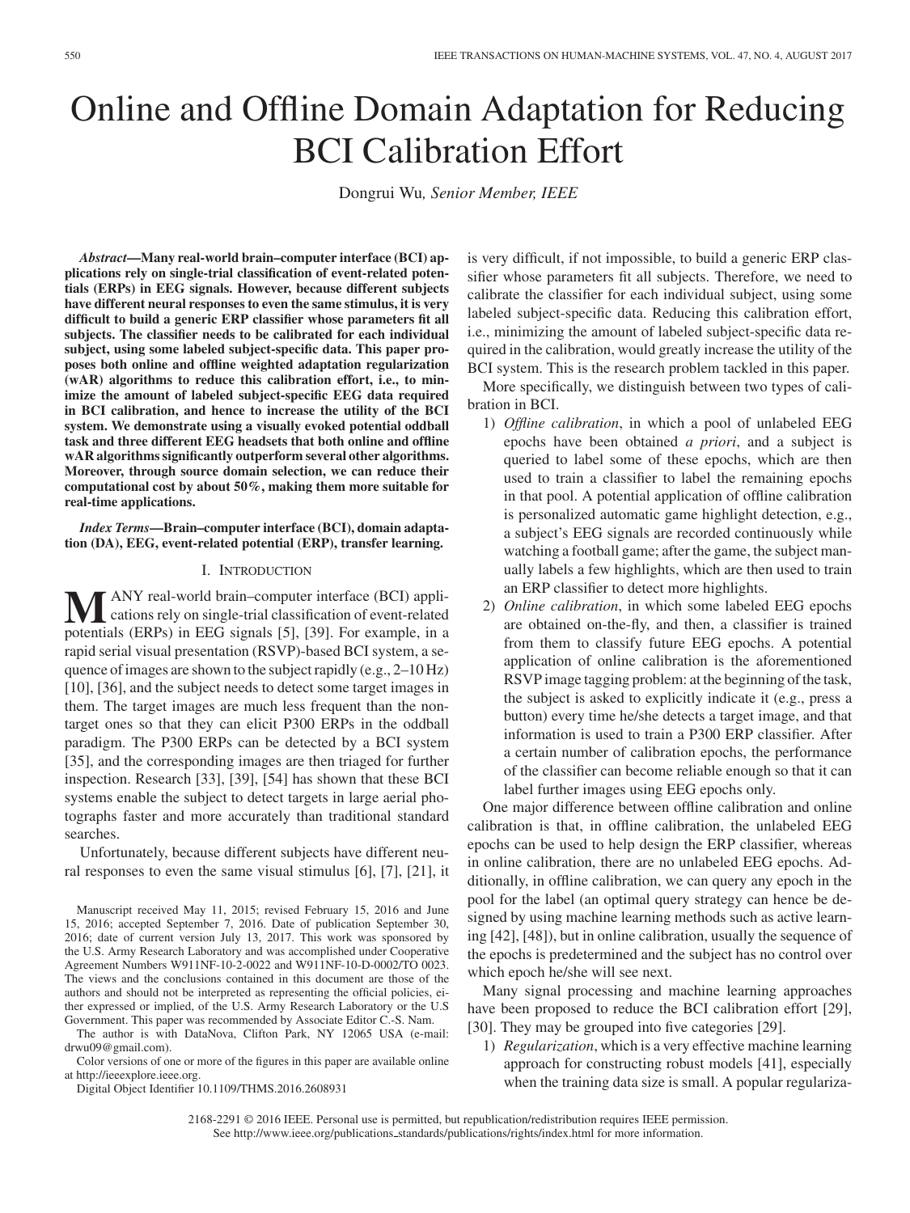# Online and Offline Domain Adaptation for Reducing BCI Calibration Effort

Dongrui Wu, *Senior Member, IEEE*

***Abstract*—Many real-world brain–computer interface (BCI) applications rely on single-trial classification of event-related potentials (ERPs) in EEG signals. However, because different subjects have different neural responses to even the same stimulus, it is very difficult to build a generic ERP classifier whose parameters fit all subjects. The classifier needs to be calibrated for each individual subject, using some labeled subject-specific data. This paper proposes both online and offline weighted adaptation regularization (wAR) algorithms to reduce this calibration effort, i.e., to minimize the amount of labeled subject-specific EEG data required in BCI calibration, and hence to increase the utility of the BCI system. We demonstrate using a visually evoked potential oddball task and three different EEG headsets that both online and offline wAR algorithms significantly outperform several other algorithms. Moreover, through source domain selection, we can reduce their computational cost by about 50%, making them more suitable for real-time applications.**

***Index Terms*—Brain–computer interface (BCI), domain adaptation (DA), EEG, event-related potential (ERP), transfer learning.**

## I. Introduction

Many real-world brain–computer interface (BCI) applications rely on single-trial classification of event-related potentials (ERPs) in EEG signals [5], [39]. For example, in a rapid serial visual presentation (RSVP)-based BCI system, a sequence of images are shown to the subject rapidly (e.g., 2–10 Hz) [10], [36], and the subject needs to detect some target images in them. The target images are much less frequent than the nontarget ones so that they can elicit P300 ERPs in the oddball paradigm. The P300 ERPs can be detected by a BCI system [35], and the corresponding images are then triaged for further inspection. Research [33], [39], [54] has shown that these BCI systems enable the subject to detect targets in large aerial photographs faster and more accurately than traditional standard searches.

Unfortunately, because different subjects have different neural responses to even the same visual stimulus [6], [7], [21], it is very difficult, if not impossible, to build a generic ERP classifier whose parameters fit all subjects. Therefore, we need to calibrate the classifier for each individual subject, using some labeled subject-specific data. Reducing this calibration effort, i.e., minimizing the amount of labeled subject-specific data required in the calibration, would greatly increase the utility of the BCI system. This is the research problem tackled in this paper.

More specifically, we distinguish between two types of calibration in BCI.

1) *Offline calibration*, in which a pool of unlabeled EEG epochs have been obtained *a priori*, and a subject is queried to label some of these epochs, which are then used to train a classifier to label the remaining epochs in that pool. A potential application of offline calibration is personalized automatic game highlight detection, e.g., a subject's EEG signals are recorded continuously while watching a football game; after the game, the subject manually labels a few highlights, which are then used to train an ERP classifier to detect more highlights.
2) *Online calibration*, in which some labeled EEG epochs are obtained on-the-fly, and then, a classifier is trained from them to classify future EEG epochs. A potential application of online calibration is the aforementioned RSVP image tagging problem: at the beginning of the task, the subject is asked to explicitly indicate it (e.g., press a button) every time he/she detects a target image, and that information is used to train a P300 ERP classifier. After a certain number of calibration epochs, the performance of the classifier can become reliable enough so that it can label further images using EEG epochs only.

One major difference between offline calibration and online calibration is that, in offline calibration, the unlabeled EEG epochs can be used to help design the ERP classifier, whereas in online calibration, there are no unlabeled EEG epochs. Additionally, in offline calibration, we can query any epoch in the pool for the label (an optimal query strategy can hence be designed by using machine learning methods such as active learning [42], [48]), but in online calibration, usually the sequence of the epochs is predetermined and the subject has no control over which epoch he/she will see next.

Many signal processing and machine learning approaches have been proposed to reduce the BCI calibration effort [29], [30]. They may be grouped into five categories [29].

1) *Regularization*, which is a very effective machine learning approach for constructing robust models [41], especially when the training data size is small. A popular regulariza-

Manuscript received May 11, 2015; revised February 15, 2016 and June 15, 2016; accepted September 7, 2016. Date of publication September 30, 2016; date of current version July 13, 2017. This work was sponsored by the U.S. Army Research Laboratory and was accomplished under Cooperative Agreement Numbers W911NF-10-2-0022 and W911NF-10-D-0002/TO 0023. The views and the conclusions contained in this document are those of the authors and should not be interpreted as representing the official policies, either expressed or implied, of the U.S. Army Research Laboratory or the U.S Government. This paper was recommended by Associate Editor C.-S. Nam.

The author is with DataNova, Clifton Park, NY 12065 USA (e-mail: drwu09@gmail.com).

Color versions of one or more of the figures in this paper are available online at http://ieeexplore.ieee.org.

Digital Object Identifier 10.1109/THMS.2016.2608931

2168-2291 © 2016 IEEE. Personal use is permitted, but republication/redistribution requires IEEE permission. See http://www.ieee.org/publications_standards/publications/rights/index.html for more information.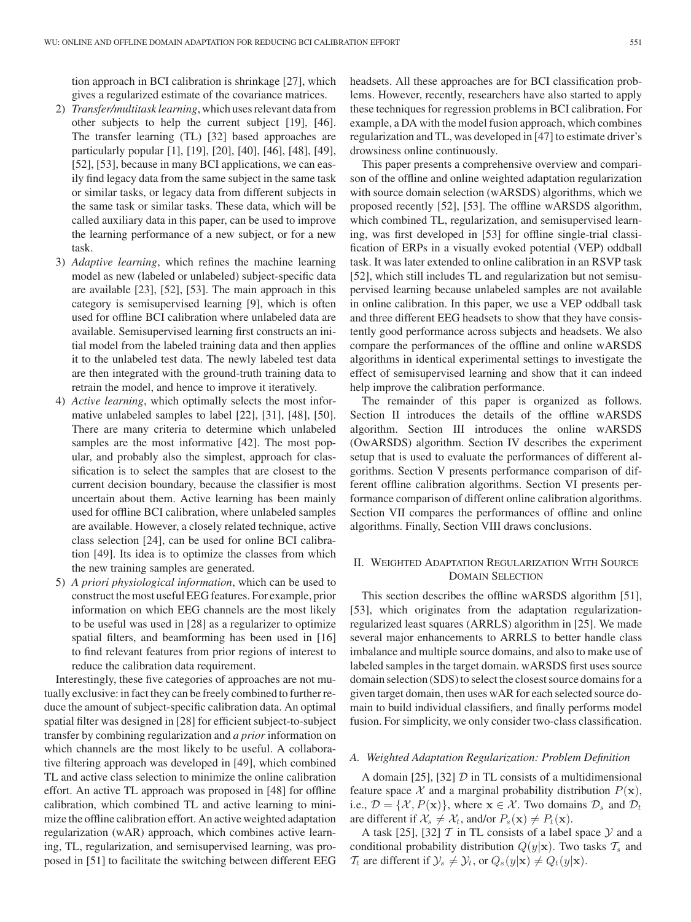tion approach in BCI calibration is shrinkage [27], which gives a regularized estimate of the covariance matrices.

2) *Transfer/multitask learning*, which uses relevant data from other subjects to help the current subject [19], [46]. The transfer learning (TL) [32] based approaches are particularly popular [1], [19], [20], [40], [46], [48], [49], [52], [53], because in many BCI applications, we can easily find legacy data from the same subject in the same task or similar tasks, or legacy data from different subjects in the same task or similar tasks. These data, which will be called auxiliary data in this paper, can be used to improve the learning performance of a new subject, or for a new task.
3) *Adaptive learning*, which refines the machine learning model as new (labeled or unlabeled) subject-specific data are available [23], [52], [53]. The main approach in this category is semisupervised learning [9], which is often used for offline BCI calibration where unlabeled data are available. Semisupervised learning first constructs an initial model from the labeled training data and then applies it to the unlabeled test data. The newly labeled test data are then integrated with the ground-truth training data to retrain the model, and hence to improve it iteratively.
4) *Active learning*, which optimally selects the most informative unlabeled samples to label [22], [31], [48], [50]. There are many criteria to determine which unlabeled samples are the most informative [42]. The most popular, and probably also the simplest, approach for classification is to select the samples that are closest to the current decision boundary, because the classifier is most uncertain about them. Active learning has been mainly used for offline BCI calibration, where unlabeled samples are available. However, a closely related technique, active class selection [24], can be used for online BCI calibration [49]. Its idea is to optimize the classes from which the new training samples are generated.
5) *A priori physiological information*, which can be used to construct the most useful EEG features. For example, prior information on which EEG channels are the most likely to be useful was used in [28] as a regularizer to optimize spatial filters, and beamforming has been used in [16] to find relevant features from prior regions of interest to reduce the calibration data requirement.

Interestingly, these five categories of approaches are not mutually exclusive: in fact they can be freely combined to further reduce the amount of subject-specific calibration data. An optimal spatial filter was designed in [28] for efficient subject-to-subject transfer by combining regularization and *a prior* information on which channels are the most likely to be useful. A collaborative filtering approach was developed in [49], which combined TL and active class selection to minimize the online calibration effort. An active TL approach was proposed in [48] for offline calibration, which combined TL and active learning to minimize the offline calibration effort. An active weighted adaptation regularization (wAR) approach, which combines active learning, TL, regularization, and semisupervised learning, was proposed in [51] to facilitate the switching between different EEG headsets. All these approaches are for BCI classification problems. However, recently, researchers have also started to apply these techniques for regression problems in BCI calibration. For example, a DA with the model fusion approach, which combines regularization and TL, was developed in [47] to estimate driver's drowsiness online continuously.

This paper presents a comprehensive overview and comparison of the offline and online weighted adaptation regularization with source domain selection (wARSDS) algorithms, which we proposed recently [52], [53]. The offline wARSDS algorithm, which combined TL, regularization, and semisupervised learning, was first developed in [53] for offline single-trial classification of ERPs in a visually evoked potential (VEP) oddball task. It was later extended to online calibration in an RSVP task [52], which still includes TL and regularization but not semisupervised learning because unlabeled samples are not available in online calibration. In this paper, we use a VEP oddball task and three different EEG headsets to show that they have consistently good performance across subjects and headsets. We also compare the performances of the offline and online wARSDS algorithms in identical experimental settings to investigate the effect of semisupervised learning and show that it can indeed help improve the calibration performance.

The remainder of this paper is organized as follows. Section II introduces the details of the offline wARSDS algorithm. Section III introduces the online wARSDS (OwARSDS) algorithm. Section IV describes the experiment setup that is used to evaluate the performances of different algorithms. Section V presents performance comparison of different offline calibration algorithms. Section VI presents performance comparison of different online calibration algorithms. Section VII compares the performances of offline and online algorithms. Finally, Section VIII draws conclusions.

## II. Weighted Adaptation Regularization With Source Domain Selection

This section describes the offline wARSDS algorithm [51], [53], which originates from the adaptation regularization-regularized least squares (ARRLS) algorithm in [25]. We made several major enhancements to ARRLS to better handle class imbalance and multiple source domains, and also to make use of labeled samples in the target domain. wARSDS first uses source domain selection (SDS) to select the closest source domains for a given target domain, then uses wAR for each selected source domain to build individual classifiers, and finally performs model fusion. For simplicity, we only consider two-class classification.

### A. Weighted Adaptation Regularization: Problem Definition

A domain [25], [32] $\mathcal{D}$ in TL consists of a multidimensional feature space $\mathcal{X}$ and a marginal probability distribution $P(\mathbf{x})$, i.e., $\mathcal{D} = \{\mathcal{X}, P(\mathbf{x})\}$, where $\mathbf{x} \in \mathcal{X}$. Two domains $\mathcal{D}_s$ and $\mathcal{D}_t$ are different if $\mathcal{X}_s \neq \mathcal{X}_t$, and/or $P_s(\mathbf{x}) \neq P_t(\mathbf{x})$.

A task [25], [32] $\mathcal{T}$ in TL consists of a label space $\mathcal{Y}$ and a conditional probability distribution $Q(y|\mathbf{x})$. Two tasks $\mathcal{T}_s$ and $\mathcal{T}_t$ are different if $\mathcal{Y}_s \neq \mathcal{Y}_t$, or $Q_s(y|\mathbf{x}) \neq Q_t(y|\mathbf{x})$.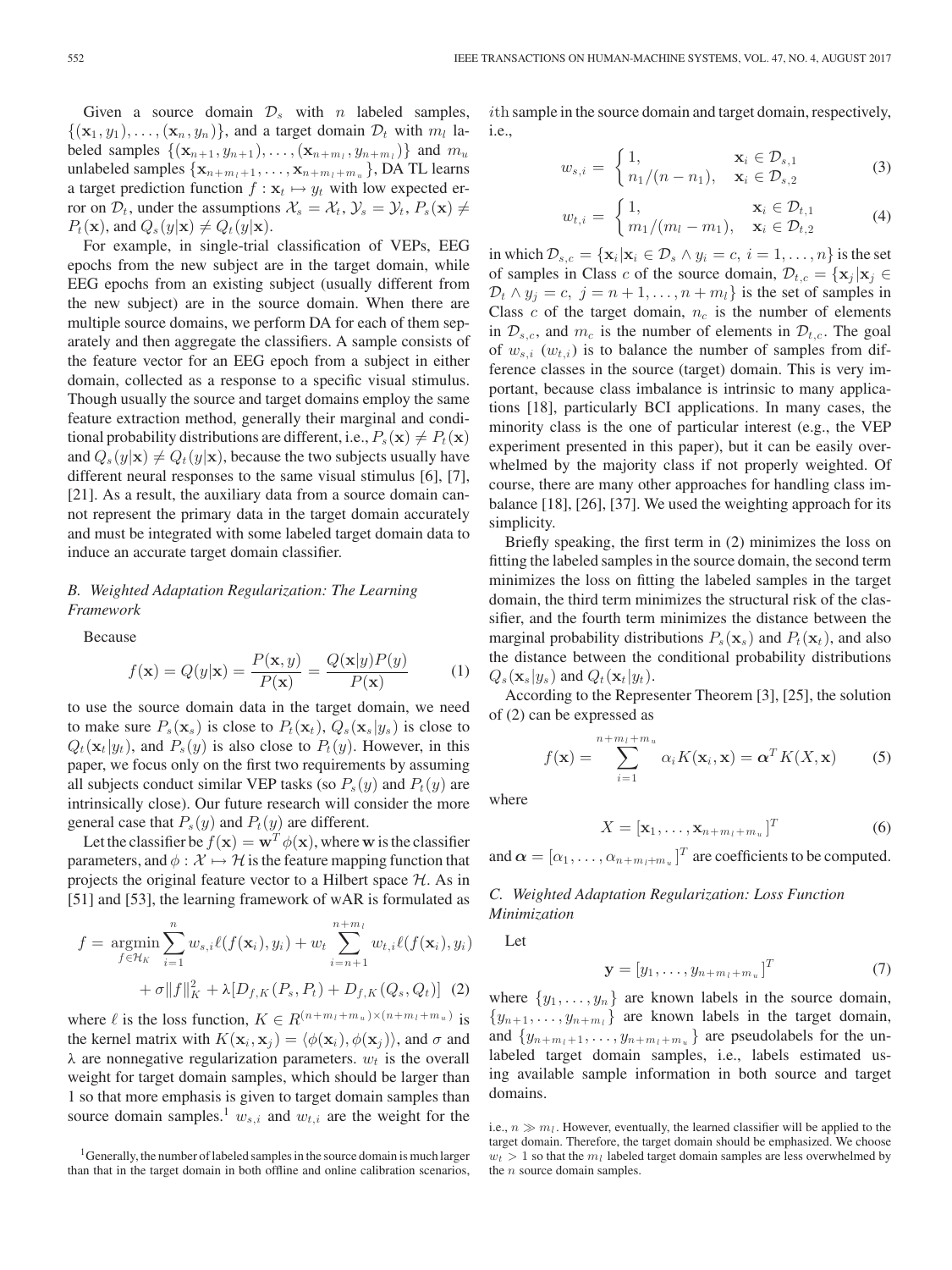Given a source domain $\mathcal{D}_s$ with $n$ labeled samples, $\{(\mathbf{x}_1, y_1), \ldots, (\mathbf{x}_n, y_n)\}$, and a target domain $\mathcal{D}_t$ with $m_l$ labeled samples $\{(\mathbf{x}_{n+1}, y_{n+1}), \ldots, (\mathbf{x}_{n+m_l}, y_{n+m_l})\}$ and $m_u$ unlabeled samples $\{\mathbf{x}_{n+m_l+1}, \ldots, \mathbf{x}_{n+m_l+m_u}\}$, DA TL learns a target prediction function $f : \mathbf{x}_t \mapsto y_t$ with low expected error on $\mathcal{D}_t$, under the assumptions $\mathcal{X}_s = \mathcal{X}_t$, $\mathcal{Y}_s = \mathcal{Y}_t$, $P_s(\mathbf{x}) \neq P_t(\mathbf{x})$, and $Q_s(y|\mathbf{x}) \neq Q_t(y|\mathbf{x})$.

For example, in single-trial classification of VEPs, EEG epochs from the new subject are in the target domain, while EEG epochs from an existing subject (usually different from the new subject) are in the source domain. When there are multiple source domains, we perform DA for each of them separately and then aggregate the classifiers. A sample consists of the feature vector for an EEG epoch from a subject in either domain, collected as a response to a specific visual stimulus. Though usually the source and target domains employ the same feature extraction method, generally their marginal and conditional probability distributions are different, i.e., $P_s(\mathbf{x}) \neq P_t(\mathbf{x})$ and $Q_s(y|\mathbf{x}) \neq Q_t(y|\mathbf{x})$, because the two subjects usually have different neural responses to the same visual stimulus [6], [7], [21]. As a result, the auxiliary data from a source domain cannot represent the primary data in the target domain accurately and must be integrated with some labeled target domain data to induce an accurate target domain classifier.

### *B. Weighted Adaptation Regularization: The Learning Framework*

Because

$$f(\mathbf{x}) = Q(y|\mathbf{x}) = \frac{P(\mathbf{x}, y)}{P(\mathbf{x})} = \frac{Q(\mathbf{x}|y)P(y)}{P(\mathbf{x})} \tag{1}$$

to use the source domain data in the target domain, we need to make sure $P_s(\mathbf{x}_s)$ is close to $P_t(\mathbf{x}_t)$, $Q_s(\mathbf{x}_s|y_s)$ is close to $Q_t(\mathbf{x}_t|y_t)$, and $P_s(y)$ is also close to $P_t(y)$. However, in this paper, we focus only on the first two requirements by assuming all subjects conduct similar VEP tasks (so $P_s(y)$ and $P_t(y)$ are intrinsically close). Our future research will consider the more general case that $P_s(y)$ and $P_t(y)$ are different.

Let the classifier be $f(\mathbf{x}) = \mathbf{w}^T \phi(\mathbf{x})$, where $\mathbf{w}$ is the classifier parameters, and $\phi : \mathcal{X} \mapsto \mathcal{H}$ is the feature mapping function that projects the original feature vector to a Hilbert space $\mathcal{H}$. As in [51] and [53], the learning framework of wAR is formulated as

$$\begin{aligned} f = \underset{f \in \mathcal{H}_K}{\operatorname{argmin}} \sum_{i=1}^{n} w_{s,i} \ell(f(\mathbf{x}_i), y_i) + w_t \sum_{i=n+1}^{n+m_l} w_{t,i} \ell(f(\mathbf{x}_i), y_i) \\ + \sigma \|f\|_K^2 + \lambda [D_{f,K}(P_s, P_t) + D_{f,K}(Q_s, Q_t)] \end{aligned} \tag{2}$$

where $\ell$ is the loss function, $K \in R^{(n+m_l+m_u) \times (n+m_l+m_u)}$ is the kernel matrix with $K(\mathbf{x}_i, \mathbf{x}_j) = \langle \phi(\mathbf{x}_i), \phi(\mathbf{x}_j) \rangle$, and $\sigma$ and $\lambda$ are nonnegative regularization parameters. $w_t$ is the overall weight for target domain samples, which should be larger than 1 so that more emphasis is given to target domain samples than source domain samples.[1] $w_{s,i}$ and $w_{t,i}$ are the weight for the $i$th sample in the source domain and target domain, respectively, i.e.,

$$w_{s,i} = \begin{cases} 1, & \mathbf{x}_i \in \mathcal{D}_{s,1} \\ n_1/(n - n_1), & \mathbf{x}_i \in \mathcal{D}_{s,2} \end{cases} \tag{3}$$

$$w_{t,i} = \begin{cases} 1, & \mathbf{x}_i \in \mathcal{D}_{t,1} \\ m_1/(m_l - m_1), & \mathbf{x}_i \in \mathcal{D}_{t,2} \end{cases} \tag{4}$$

in which $\mathcal{D}_{s,c} = \{\mathbf{x}_i | \mathbf{x}_i \in \mathcal{D}_s \wedge y_i = c,\ i = 1, \ldots, n\}$ is the set of samples in Class $c$ of the source domain, $\mathcal{D}_{t,c} = \{\mathbf{x}_j | \mathbf{x}_j \in \mathcal{D}_t \wedge y_j = c,\ j = n+1, \ldots, n+m_l\}$ is the set of samples in Class $c$ of the target domain, $n_c$ is the number of elements in $\mathcal{D}_{s,c}$, and $m_c$ is the number of elements in $\mathcal{D}_{t,c}$. The goal of $w_{s,i}$ ($w_{t,i}$) is to balance the number of samples from difference classes in the source (target) domain. This is very important, because class imbalance is intrinsic to many applications [18], particularly BCI applications. In many cases, the minority class is the one of particular interest (e.g., the VEP experiment presented in this paper), but it can be easily overwhelmed by the majority class if not properly weighted. Of course, there are many other approaches for handling class imbalance [18], [26], [37]. We used the weighting approach for its simplicity.

Briefly speaking, the first term in (2) minimizes the loss on fitting the labeled samples in the source domain, the second term minimizes the loss on fitting the labeled samples in the target domain, the third term minimizes the structural risk of the classifier, and the fourth term minimizes the distance between the marginal probability distributions $P_s(\mathbf{x}_s)$ and $P_t(\mathbf{x}_t)$, and also the distance between the conditional probability distributions $Q_s(\mathbf{x}_s|y_s)$ and $Q_t(\mathbf{x}_t|y_t)$.

According to the Representer Theorem [3], [25], the solution of (2) can be expressed as

$$f(\mathbf{x}) = \sum_{i=1}^{n+m_l+m_u} \alpha_i K(\mathbf{x}_i, \mathbf{x}) = \boldsymbol{\alpha}^T K(X, \mathbf{x}) \tag{5}$$

where

$$X = [\mathbf{x}_1, \ldots, \mathbf{x}_{n+m_l+m_u}]^T \tag{6}$$

and $\boldsymbol{\alpha} = [\alpha_1, \ldots, \alpha_{n+m_l+m_u}]^T$ are coefficients to be computed.

### *C. Weighted Adaptation Regularization: Loss Function Minimization*

Let

$$\mathbf{y} = [y_1, \ldots, y_{n+m_l+m_u}]^T \tag{7}$$

where $\{y_1, \ldots, y_n\}$ are known labels in the source domain, $\{y_{n+1}, \ldots, y_{n+m_l}\}$ are known labels in the target domain, and $\{y_{n+m_l+1}, \ldots, y_{n+m_l+m_u}\}$ are pseudolabels for the unlabeled target domain samples, i.e., labels estimated using available sample information in both source and target domains.

[1] Generally, the number of labeled samples in the source domain is much larger than that in the target domain in both offline and online calibration scenarios, i.e., $n \gg m_l$. However, eventually, the learned classifier will be applied to the target domain. Therefore, the target domain should be emphasized. We choose $w_t > 1$ so that the $m_l$ labeled target domain samples are less overwhelmed by the $n$ source domain samples.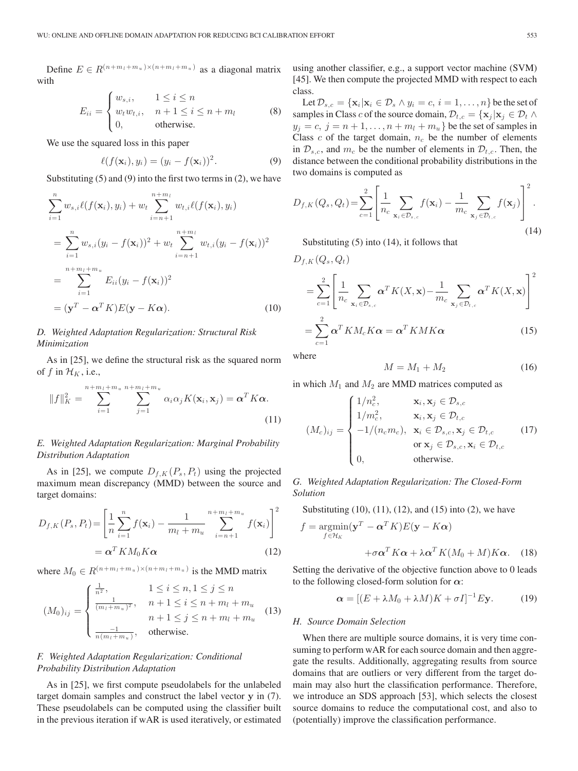Define $E \in R^{(n+m_l+m_u)\times(n+m_l+m_u)}$ as a diagonal matrix with

$$E_{ii} = \begin{cases} w_{s,i}, & 1 \le i \le n \\ w_t w_{t,i}, & n+1 \le i \le n+m_l \\ 0, & \text{otherwise.} \end{cases} \tag{8}$$

We use the squared loss in this paper

$$\ell(f(\mathbf{x}_i), y_i) = (y_i - f(\mathbf{x}_i))^2. \tag{9}$$

Substituting (5) and (9) into the first two terms in (2), we have

$$\begin{aligned} &\sum_{i=1}^{n} w_{s,i}\ell(f(\mathbf{x}_i), y_i) + w_t \sum_{i=n+1}^{n+m_l} w_{t,i}\ell(f(\mathbf{x}_i), y_i) \\ &= \sum_{i=1}^{n} w_{s,i}(y_i - f(\mathbf{x}_i))^2 + w_t \sum_{i=n+1}^{n+m_l} w_{t,i}(y_i - f(\mathbf{x}_i))^2 \\ &= \sum_{i=1}^{n+m_l+m_u} E_{ii}(y_i - f(\mathbf{x}_i))^2 \\ &= (\mathbf{y}^T - \boldsymbol{\alpha}^T K)E(\mathbf{y} - K\boldsymbol{\alpha}). \end{aligned} \tag{10}$$

### D. Weighted Adaptation Regularization: Structural Risk Minimization

As in [25], we define the structural risk as the squared norm of $f$ in $\mathcal{H}_K$, i.e.,

$$\|f\|_K^2 = \sum_{i=1}^{n+m_l+m_u} \sum_{j=1}^{n+m_l+m_u} \alpha_i \alpha_j K(\mathbf{x}_i, \mathbf{x}_j) = \boldsymbol{\alpha}^T K \boldsymbol{\alpha}. \tag{11}$$

### E. Weighted Adaptation Regularization: Marginal Probability Distribution Adaptation

As in [25], we compute $D_{f,K}(P_s, P_t)$ using the projected maximum mean discrepancy (MMD) between the source and target domains:

$$\begin{aligned} D_{f,K}(P_s, P_t) &= \left[\frac{1}{n}\sum_{i=1}^{n} f(\mathbf{x}_i) - \frac{1}{m_l+m_u}\sum_{i=n+1}^{n+m_l+m_u} f(\mathbf{x}_i)\right]^2 \\ &= \boldsymbol{\alpha}^T K M_0 K \boldsymbol{\alpha} \end{aligned} \tag{12}$$

where $M_0 \in R^{(n+m_l+m_u)\times(n+m_l+m_u)}$ is the MMD matrix

$$(M_0)_{ij} = \begin{cases} \frac{1}{n^2}, & 1 \le i \le n, 1 \le j \le n \\ \frac{1}{(m_l+m_u)^2}, & n+1 \le i \le n+m_l+m_u \\ & n+1 \le j \le n+m_l+m_u \\ \frac{-1}{n(m_l+m_u)}, & \text{otherwise.} \end{cases} \tag{13}$$

### F. Weighted Adaptation Regularization: Conditional Probability Distribution Adaptation

As in [25], we first compute pseudolabels for the unlabeled target domain samples and construct the label vector $\mathbf{y}$ in (7). These pseudolabels can be computed using the classifier built in the previous iteration if wAR is used iteratively, or estimated using another classifier, e.g., a support vector machine (SVM) [45]. We then compute the projected MMD with respect to each class.

Let $\mathcal{D}_{s,c} = \{\mathbf{x}_i | \mathbf{x}_i \in \mathcal{D}_s \wedge y_i = c, i = 1, \ldots, n\}$ be the set of samples in Class $c$ of the source domain, $\mathcal{D}_{t,c} = \{\mathbf{x}_j | \mathbf{x}_j \in \mathcal{D}_t \wedge y_j = c, j = n+1, \ldots, n+m_l+m_u\}$ be the set of samples in Class $c$ of the target domain, $n_c$ be the number of elements in $\mathcal{D}_{s,c}$, and $m_c$ be the number of elements in $\mathcal{D}_{t,c}$. Then, the distance between the conditional probability distributions in the two domains is computed as

$$D_{f,K}(Q_s, Q_t) = \sum_{c=1}^{2}\left[\frac{1}{n_c}\sum_{\mathbf{x}_i \in \mathcal{D}_{s,c}} f(\mathbf{x}_i) - \frac{1}{m_c}\sum_{\mathbf{x}_j \in \mathcal{D}_{t,c}} f(\mathbf{x}_j)\right]^2. \tag{14}$$

Substituting (5) into (14), it follows that

$$\begin{aligned} &D_{f,K}(Q_s, Q_t) \\ &= \sum_{c=1}^{2}\left[\frac{1}{n_c}\sum_{\mathbf{x}_i \in \mathcal{D}_{s,c}} \boldsymbol{\alpha}^T K(X, \mathbf{x}) - \frac{1}{m_c}\sum_{\mathbf{x}_j \in \mathcal{D}_{t,c}} \boldsymbol{\alpha}^T K(X, \mathbf{x})\right]^2 \\ &= \sum_{c=1}^{2} \boldsymbol{\alpha}^T K M_c K \boldsymbol{\alpha} = \boldsymbol{\alpha}^T K M K \boldsymbol{\alpha} \end{aligned} \tag{15}$$

where

$$M = M_1 + M_2 \tag{16}$$

in which $M_1$ and $M_2$ are MMD matrices computed as

$$(M_c)_{ij} = \begin{cases} 1/n_c^2, & \mathbf{x}_i, \mathbf{x}_j \in \mathcal{D}_{s,c} \\ 1/m_c^2, & \mathbf{x}_i, \mathbf{x}_j \in \mathcal{D}_{t,c} \\ -1/(n_c m_c), & \mathbf{x}_i \in \mathcal{D}_{s,c}, \mathbf{x}_j \in \mathcal{D}_{t,c} \\ & \text{or } \mathbf{x}_j \in \mathcal{D}_{s,c}, \mathbf{x}_i \in \mathcal{D}_{t,c} \\ 0, & \text{otherwise.} \end{cases} \tag{17}$$

### G. Weighted Adaptation Regularization: The Closed-Form Solution

Substituting (10), (11), (12), and (15) into (2), we have

$$\begin{aligned} f = \operatorname*{argmin}_{f \in \mathcal{H}_K} &(\mathbf{y}^T - \boldsymbol{\alpha}^T K)E(\mathbf{y} - K\boldsymbol{\alpha}) \\ &+ \sigma \boldsymbol{\alpha}^T K \boldsymbol{\alpha} + \lambda \boldsymbol{\alpha}^T K(M_0 + M)K\boldsymbol{\alpha}. \end{aligned} \tag{18}$$

Setting the derivative of the objective function above to 0 leads to the following closed-form solution for $\boldsymbol{\alpha}$:

$$\boldsymbol{\alpha} = [(E + \lambda M_0 + \lambda M)K + \sigma I]^{-1} E\mathbf{y}. \tag{19}$$

### H. Source Domain Selection

When there are multiple source domains, it is very time consuming to perform wAR for each source domain and then aggregate the results. Additionally, aggregating results from source domains that are outliers or very different from the target domain may also hurt the classification performance. Therefore, we introduce an SDS approach [53], which selects the closest source domains to reduce the computational cost, and also to (potentially) improve the classification performance.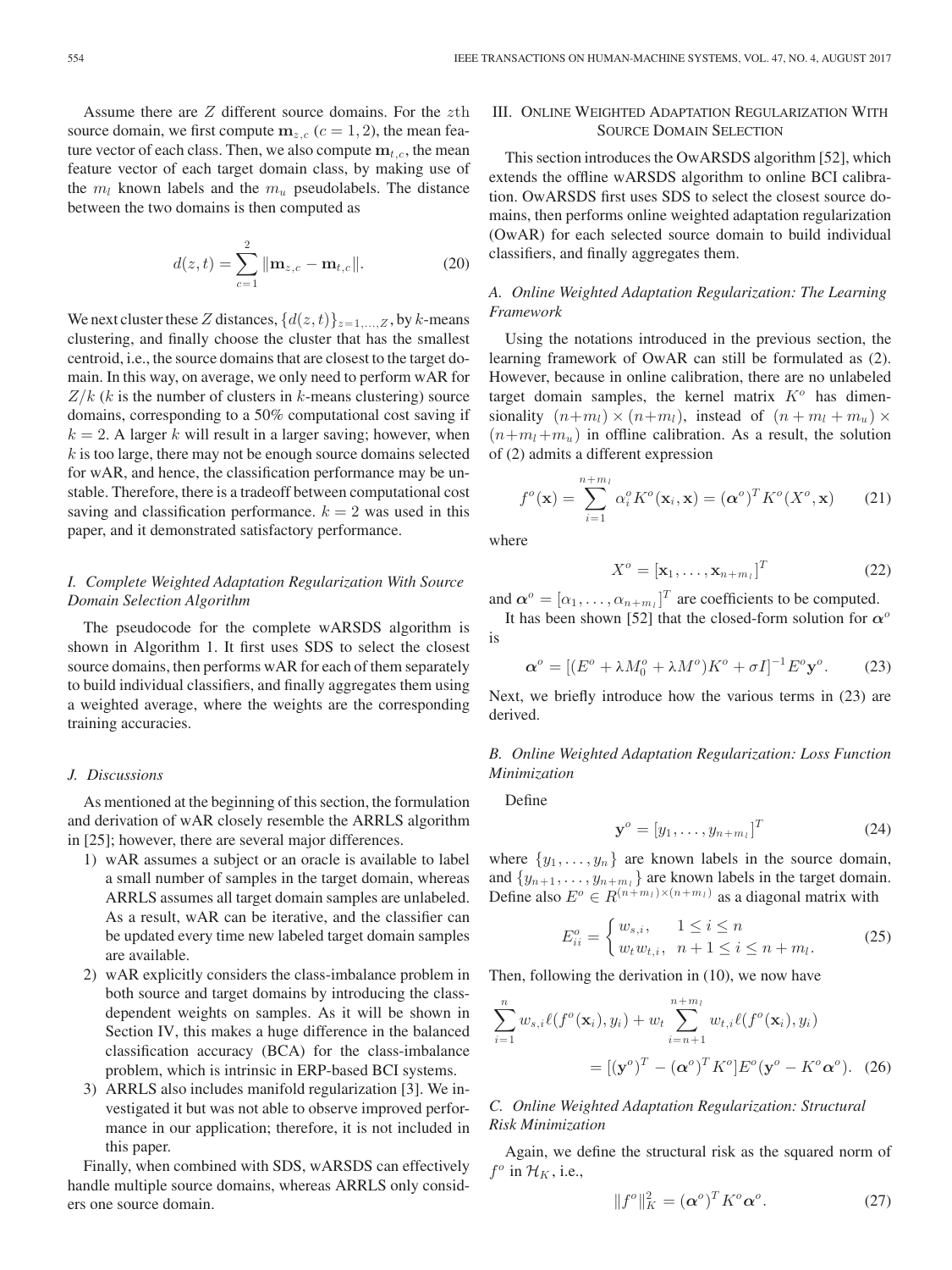Assume there are $Z$ different source domains. For the $z$th source domain, we first compute $\mathbf{m}_{z,c}$ ($c = 1, 2$), the mean feature vector of each class. Then, we also compute $\mathbf{m}_{t,c}$, the mean feature vector of each target domain class, by making use of the $m_l$ known labels and the $m_u$ pseudolabels. The distance between the two domains is then computed as

$$d(z,t) = \sum_{c=1}^{2} \|\mathbf{m}_{z,c} - \mathbf{m}_{t,c}\|. \tag{20}$$

We next cluster these $Z$ distances, $\{d(z,t)\}_{z=1,\ldots,Z}$, by $k$-means clustering, and finally choose the cluster that has the smallest centroid, i.e., the source domains that are closest to the target domain. In this way, on average, we only need to perform wAR for $Z/k$ ($k$ is the number of clusters in $k$-means clustering) source domains, corresponding to a 50% computational cost saving if $k = 2$. A larger $k$ will result in a larger saving; however, when $k$ is too large, there may not be enough source domains selected for wAR, and hence, the classification performance may be unstable. Therefore, there is a tradeoff between computational cost saving and classification performance. $k = 2$ was used in this paper, and it demonstrated satisfactory performance.

### I. Complete Weighted Adaptation Regularization With Source Domain Selection Algorithm

The pseudocode for the complete wARSDS algorithm is shown in Algorithm 1. It first uses SDS to select the closest source domains, then performs wAR for each of them separately to build individual classifiers, and finally aggregates them using a weighted average, where the weights are the corresponding training accuracies.

### J. Discussions

As mentioned at the beginning of this section, the formulation and derivation of wAR closely resemble the ARRLS algorithm in [25]; however, there are several major differences.

1) wAR assumes a subject or an oracle is available to label a small number of samples in the target domain, whereas ARRLS assumes all target domain samples are unlabeled. As a result, wAR can be iterative, and the classifier can be updated every time new labeled target domain samples are available.
2) wAR explicitly considers the class-imbalance problem in both source and target domains by introducing the class-dependent weights on samples. As it will be shown in Section IV, this makes a huge difference in the balanced classification accuracy (BCA) for the class-imbalance problem, which is intrinsic in ERP-based BCI systems.
3) ARRLS also includes manifold regularization [3]. We investigated it but was not able to observe improved performance in our application; therefore, it is not included in this paper.

Finally, when combined with SDS, wARSDS can effectively handle multiple source domains, whereas ARRLS only considers one source domain.

## III. Online Weighted Adaptation Regularization With Source Domain Selection

This section introduces the OwARSDS algorithm [52], which extends the offline wARSDS algorithm to online BCI calibration. OwARSDS first uses SDS to select the closest source domains, then performs online weighted adaptation regularization (OwAR) for each selected source domain to build individual classifiers, and finally aggregates them.

### A. Online Weighted Adaptation Regularization: The Learning Framework

Using the notations introduced in the previous section, the learning framework of OwAR can still be formulated as (2). However, because in online calibration, there are no unlabeled target domain samples, the kernel matrix $K^o$ has dimensionality $(n+m_l) \times (n+m_l)$, instead of $(n + m_l + m_u) \times (n+m_l+m_u)$ in offline calibration. As a result, the solution of (2) admits a different expression

$$f^o(\mathbf{x}) = \sum_{i=1}^{n+m_l} \alpha_i^o K^o(\mathbf{x}_i, \mathbf{x}) = (\boldsymbol{\alpha}^o)^T K^o(X^o, \mathbf{x}) \tag{21}$$

where

$$X^o = [\mathbf{x}_1, \ldots, \mathbf{x}_{n+m_l}]^T \tag{22}$$

and $\boldsymbol{\alpha}^o = [\alpha_1, \ldots, \alpha_{n+m_l}]^T$ are coefficients to be computed.

It has been shown [52] that the closed-form solution for $\boldsymbol{\alpha}^o$ is

$$\boldsymbol{\alpha}^o = [(E^o + \lambda M_0^o + \lambda M^o)K^o + \sigma I]^{-1} E^o \mathbf{y}^o. \tag{23}$$

Next, we briefly introduce how the various terms in (23) are derived.

### B. Online Weighted Adaptation Regularization: Loss Function Minimization

Define

$$\mathbf{y}^o = [y_1, \ldots, y_{n+m_l}]^T \tag{24}$$

where $\{y_1, \ldots, y_n\}$ are known labels in the source domain, and $\{y_{n+1}, \ldots, y_{n+m_l}\}$ are known labels in the target domain. Define also $E^o \in R^{(n+m_l)\times(n+m_l)}$ as a diagonal matrix with

$$E_{ii}^o = \begin{cases} w_{s,i}, & 1 \le i \le n \\ w_t w_{t,i}, & n+1 \le i \le n+m_l. \end{cases} \tag{25}$$

Then, following the derivation in (10), we now have

$$\begin{aligned} \sum_{i=1}^{n} w_{s,i}\ell(f^o(\mathbf{x}_i), y_i) + w_t \sum_{i=n+1}^{n+m_l} w_{t,i}\ell(f^o(\mathbf{x}_i), y_i) \\ = [(\mathbf{y}^o)^T - (\boldsymbol{\alpha}^o)^T K^o] E^o (\mathbf{y}^o - K^o \boldsymbol{\alpha}^o). \end{aligned} \tag{26}$$

### C. Online Weighted Adaptation Regularization: Structural Risk Minimization

Again, we define the structural risk as the squared norm of $f^o$ in $\mathcal{H}_K$, i.e.,

$$\|f^o\|_K^2 = (\boldsymbol{\alpha}^o)^T K^o \boldsymbol{\alpha}^o. \tag{27}$$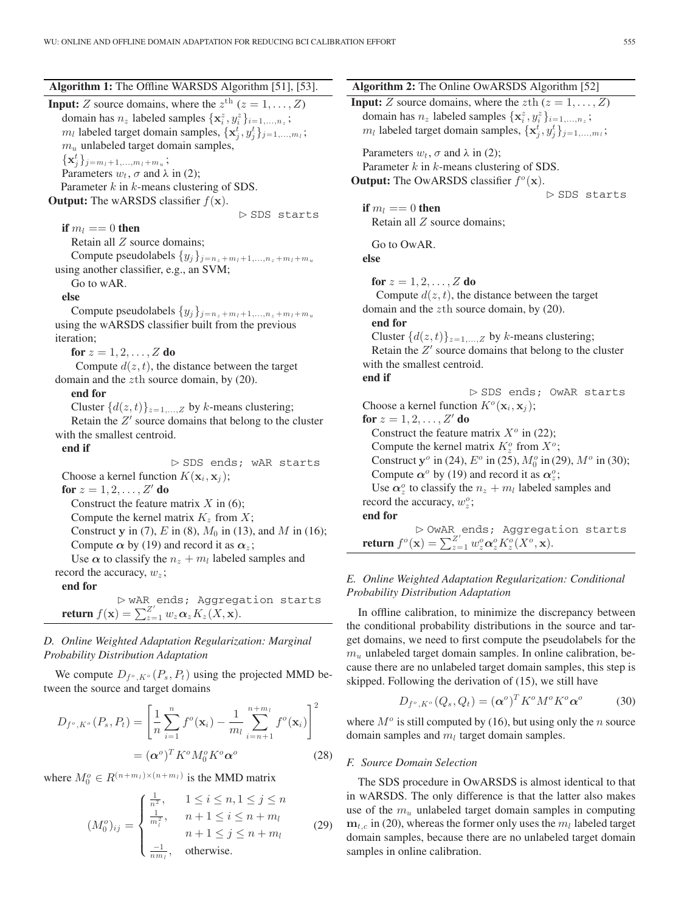**Algorithm 1:** The Offline WARSDS Algorithm [51], [53].

**Input:** $Z$ source domains, where the $z^{\text{th}}$ $(z = 1, \ldots, Z)$ domain has $n_z$ labeled samples $\{\mathbf{x}_i^z, y_i^z\}_{i=1,\ldots,n_z}$;
$m_l$ labeled target domain samples, $\{\mathbf{x}_j^t, y_j^t\}_{j=1,\ldots,m_l}$;
$m_u$ unlabeled target domain samples, $\{\mathbf{x}_j^t\}_{j=m_l+1,\ldots,m_l+m_u}$;
Parameters $w_t$, $\sigma$ and $\lambda$ in (2);
Parameter $k$ in $k$-means clustering of SDS.

**Output:** The wARSDS classifier $f(\mathbf{x})$.

▷ SDS starts

**if** $m_l == 0$ **then**
  Retain all $Z$ source domains;
  Compute pseudolabels $\{y_j\}_{j=n_z+m_l+1,\ldots,n_z+m_l+m_u}$ using another classifier, e.g., an SVM;
  Go to wAR.
**else**
  Compute pseudolabels $\{y_j\}_{j=n_z+m_l+1,\ldots,n_z+m_l+m_u}$ using the wARSDS classifier built from the previous iteration;
  **for** $z = 1, 2, \ldots, Z$ **do**
    Compute $d(z, t)$, the distance between the target domain and the $z$th source domain, by (20).
  **end for**
  Cluster $\{d(z, t)\}_{z=1,\ldots,Z}$ by $k$-means clustering;
  Retain the $Z'$ source domains that belong to the cluster with the smallest centroid.
**end if**

▷ SDS ends; wAR starts

Choose a kernel function $K(\mathbf{x}_i, \mathbf{x}_j)$;
**for** $z = 1, 2, \ldots, Z'$ **do**
  Construct the feature matrix $X$ in (6);
  Compute the kernel matrix $K_z$ from $X$;
  Construct $\mathbf{y}$ in (7), $E$ in (8), $M_0$ in (13), and $M$ in (16);
  Compute $\boldsymbol{\alpha}$ by (19) and record it as $\boldsymbol{\alpha}_z$;
  Use $\boldsymbol{\alpha}$ to classify the $n_z + m_l$ labeled samples and record the accuracy, $w_z$;
**end for**

▷ wAR ends; Aggregation starts

**return** $f(\mathbf{x}) = \sum_{z=1}^{Z'} w_z \boldsymbol{\alpha}_z K_z(X, \mathbf{x})$.

### D. Online Weighted Adaptation Regularization: Marginal Probability Distribution Adaptation

We compute $D_{f^o,K^o}(P_s, P_t)$ using the projected MMD between the source and target domains

$$D_{f^o,K^o}(P_s, P_t) = \left[\frac{1}{n}\sum_{i=1}^{n} f^o(\mathbf{x}_i) - \frac{1}{m_l}\sum_{i=n+1}^{n+m_l} f^o(\mathbf{x}_i)\right]^2 = (\boldsymbol{\alpha}^o)^T K^o M_0^o K^o \boldsymbol{\alpha}^o \tag{28}$$

where $M_0^o \in R^{(n+m_l)\times(n+m_l)}$ is the MMD matrix

$$(M_0^o)_{ij} = \begin{cases} \frac{1}{n^2}, & 1 \le i \le n, 1 \le j \le n \\ \frac{1}{m_l^2}, & n+1 \le i \le n+m_l \\ & n+1 \le j \le n+m_l \\ \frac{-1}{nm_l}, & \text{otherwise.} \end{cases} \tag{29}$$

**Algorithm 2:** The Online OwARSDS Algorithm [52]

**Input:** $Z$ source domains, where the $z$th $(z = 1, \ldots, Z)$ domain has $n_z$ labeled samples $\{\mathbf{x}_i^z, y_i^z\}_{i=1,\ldots,n_z}$;
$m_l$ labeled target domain samples, $\{\mathbf{x}_j^t, y_j^t\}_{j=1,\ldots,m_l}$;
Parameters $w_t$, $\sigma$ and $\lambda$ in (2);
Parameter $k$ in $k$-means clustering of SDS.

**Output:** The OwARSDS classifier $f^o(\mathbf{x})$.

▷ SDS starts

**if** $m_l == 0$ **then**
  Retain all $Z$ source domains;
  Go to OwAR.
**else**
  **for** $z = 1, 2, \ldots, Z$ **do**
    Compute $d(z, t)$, the distance between the target domain and the $z$th source domain, by (20).
  **end for**
  Cluster $\{d(z, t)\}_{z=1,\ldots,Z}$ by $k$-means clustering;
  Retain the $Z'$ source domains that belong to the cluster with the smallest centroid.
**end if**

▷ SDS ends; OwAR starts

Choose a kernel function $K^o(\mathbf{x}_i, \mathbf{x}_j)$;
**for** $z = 1, 2, \ldots, Z'$ **do**
  Construct the feature matrix $X^o$ in (22);
  Compute the kernel matrix $K_z^o$ from $X^o$;
  Construct $\mathbf{y}^o$ in (24), $E^o$ in (25), $M_0^o$ in (29), $M^o$ in (30);
  Compute $\boldsymbol{\alpha}^o$ by (19) and record it as $\boldsymbol{\alpha}_z^o$;
  Use $\boldsymbol{\alpha}_z^o$ to classify the $n_z + m_l$ labeled samples and record the accuracy, $w_z^o$;
**end for**

▷ OwAR ends; Aggregation starts

**return** $f^o(\mathbf{x}) = \sum_{z=1}^{Z'} w_z^o \boldsymbol{\alpha}_z^o K_z^o(X^o, \mathbf{x})$.

### E. Online Weighted Adaptation Regularization: Conditional Probability Distribution Adaptation

In offline calibration, to minimize the discrepancy between the conditional probability distributions in the source and target domains, we need to first compute the pseudolabels for the $m_u$ unlabeled target domain samples. In online calibration, because there are no unlabeled target domain samples, this step is skipped. Following the derivation of (15), we still have

$$D_{f^o,K^o}(Q_s, Q_t) = (\boldsymbol{\alpha}^o)^T K^o M^o K^o \boldsymbol{\alpha}^o \tag{30}$$

where $M^o$ is still computed by (16), but using only the $n$ source domain samples and $m_l$ target domain samples.

### F. Source Domain Selection

The SDS procedure in OwARSDS is almost identical to that in wARSDS. The only difference is that the latter also makes use of the $m_u$ unlabeled target domain samples in computing $\mathbf{m}_{t,c}$ in (20), whereas the former only uses the $m_l$ labeled target domain samples, because there are no unlabeled target domain samples in online calibration.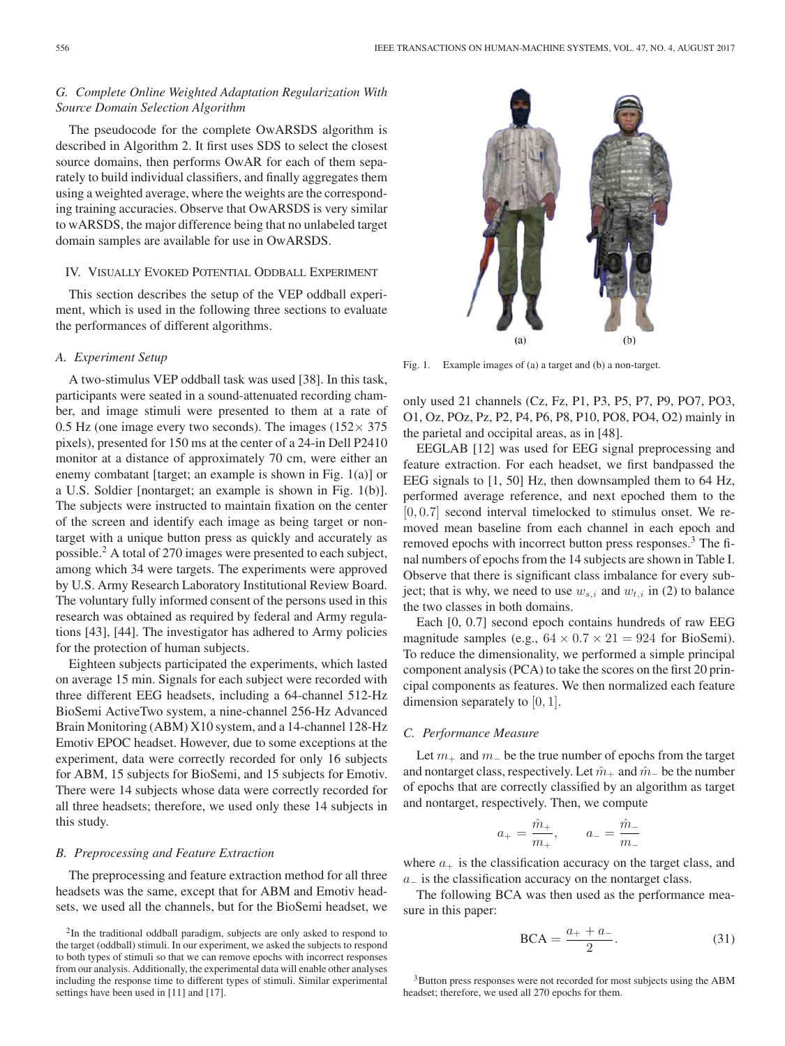### G. Complete Online Weighted Adaptation Regularization With Source Domain Selection Algorithm

The pseudocode for the complete OwARSDS algorithm is described in Algorithm 2. It first uses SDS to select the closest source domains, then performs OwAR for each of them separately to build individual classifiers, and finally aggregates them using a weighted average, where the weights are the corresponding training accuracies. Observe that OwARSDS is very similar to wARSDS, the major difference being that no unlabeled target domain samples are available for use in OwARSDS.

## IV. Visually Evoked Potential Oddball Experiment

This section describes the setup of the VEP oddball experiment, which is used in the following three sections to evaluate the performances of different algorithms.

### A. Experiment Setup

A two-stimulus VEP oddball task was used [38]. In this task, participants were seated in a sound-attenuated recording chamber, and image stimuli were presented to them at a rate of 0.5 Hz (one image every two seconds). The images ($152\times 375$ pixels), presented for 150 ms at the center of a 24-in Dell P2410 monitor at a distance of approximately 70 cm, were either an enemy combatant [target; an example is shown in Fig. 1(a)] or a U.S. Soldier [nontarget; an example is shown in Fig. 1(b)]. The subjects were instructed to maintain fixation on the center of the screen and identify each image as being target or nontarget with a unique button press as quickly and accurately as possible.[2] A total of 270 images were presented to each subject, among which 34 were targets. The experiments were approved by U.S. Army Research Laboratory Institutional Review Board. The voluntary fully informed consent of the persons used in this research was obtained as required by federal and Army regulations [43], [44]. The investigator has adhered to Army policies for the protection of human subjects.

Eighteen subjects participated the experiments, which lasted on average 15 min. Signals for each subject were recorded with three different EEG headsets, including a 64-channel 512-Hz BioSemi ActiveTwo system, a nine-channel 256-Hz Advanced Brain Monitoring (ABM) X10 system, and a 14-channel 128-Hz Emotiv EPOC headset. However, due to some exceptions at the experiment, data were correctly recorded for only 16 subjects for ABM, 15 subjects for BioSemi, and 15 subjects for Emotiv. There were 14 subjects whose data were correctly recorded for all three headsets; therefore, we used only these 14 subjects in this study.

Fig. 1. Example images of (a) a target and (b) a non-target.

### B. Preprocessing and Feature Extraction

The preprocessing and feature extraction method for all three headsets was the same, except that for ABM and Emotiv headsets, we used all the channels, but for the BioSemi headset, we only used 21 channels (Cz, Fz, P1, P3, P5, P7, P9, PO7, PO3, O1, Oz, POz, Pz, P2, P4, P6, P8, P10, PO8, PO4, O2) mainly in the parietal and occipital areas, as in [48].

EEGLAB [12] was used for EEG signal preprocessing and feature extraction. For each headset, we first bandpassed the EEG signals to [1, 50] Hz, then downsampled them to 64 Hz, performed average reference, and next epoched them to the $[0, 0.7]$ second interval timelocked to stimulus onset. We removed mean baseline from each channel in each epoch and removed epochs with incorrect button press responses.[3] The final numbers of epochs from the 14 subjects are shown in Table I. Observe that there is significant class imbalance for every subject; that is why, we need to use $w_{s,i}$ and $w_{t,i}$ in (2) to balance the two classes in both domains.

Each [0, 0.7] second epoch contains hundreds of raw EEG magnitude samples (e.g., $64\times 0.7\times 21 = 924$ for BioSemi). To reduce the dimensionality, we performed a simple principal component analysis (PCA) to take the scores on the first 20 principal components as features. We then normalized each feature dimension separately to $[0, 1]$.

### C. Performance Measure

Let $m_+$ and $m_-$ be the true number of epochs from the target and nontarget class, respectively. Let $\hat{m}_+$ and $\hat{m}_-$ be the number of epochs that are correctly classified by an algorithm as target and nontarget, respectively. Then, we compute

$$a_+ = \frac{\hat{m}_+}{m_+}, \qquad a_- = \frac{\hat{m}_-}{m_-}$$

where $a_+$ is the classification accuracy on the target class, and $a_-$ is the classification accuracy on the nontarget class.

The following BCA was then used as the performance measure in this paper:

$$\text{BCA} = \frac{a_+ + a_-}{2}. \tag{31}$$

[2] In the traditional oddball paradigm, subjects are only asked to respond to the target (oddball) stimuli. In our experiment, we asked the subjects to respond to both types of stimuli so that we can remove epochs with incorrect responses from our analysis. Additionally, the experimental data will enable other analyses including the response time to different types of stimuli. Similar experimental settings have been used in [11] and [17].

[3] Button press responses were not recorded for most subjects using the ABM headset; therefore, we used all 270 epochs for them.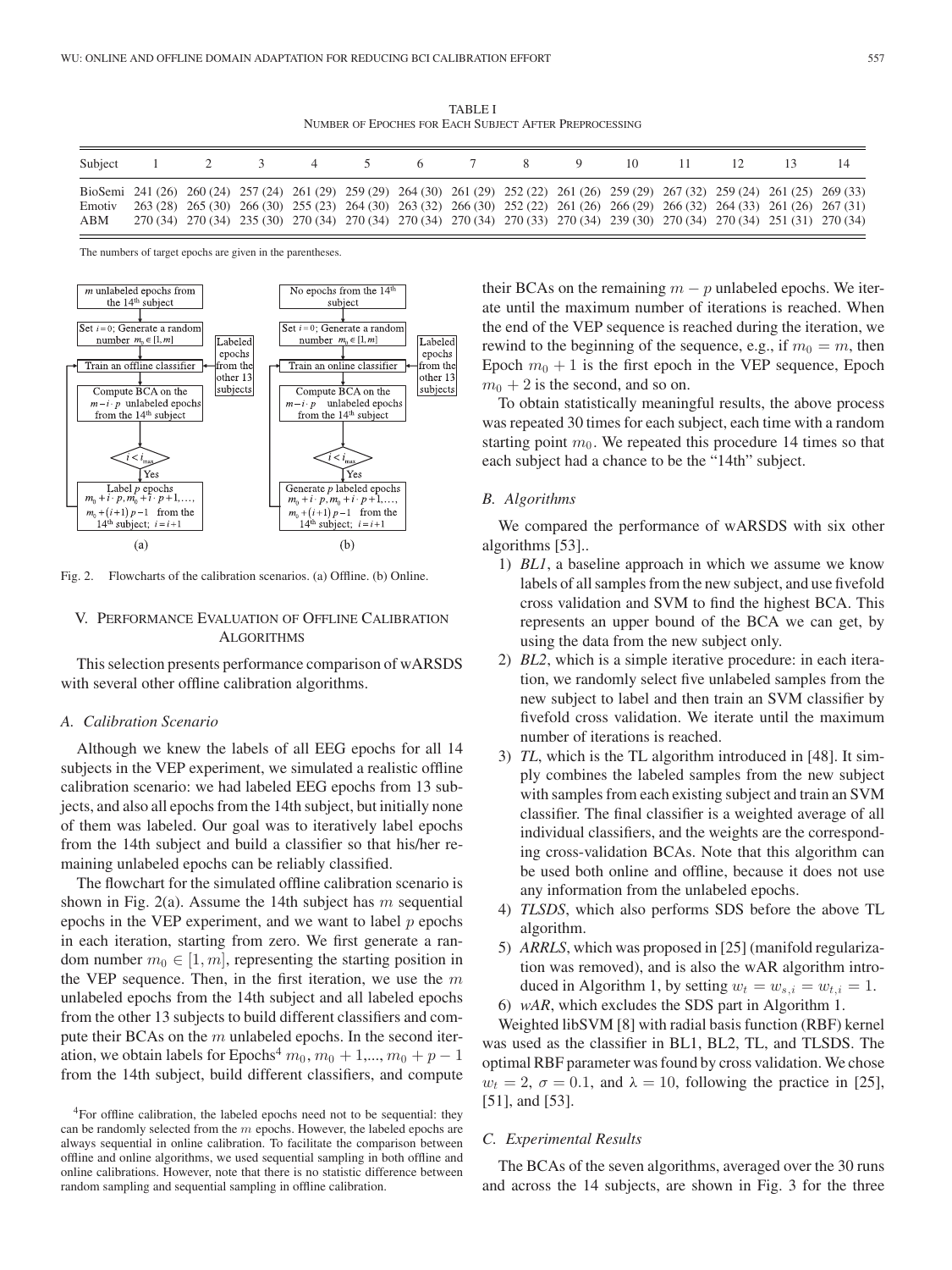TABLE I
NUMBER OF EPOCHES FOR EACH SUBJECT AFTER PREPROCESSING

| Subject | 1 | 2 | 3 | 4 | 5 | 6 | 7 | 8 | 9 | 10 | 11 | 12 | 13 | 14 |
|---|---|---|---|---|---|---|---|---|---|---|---|---|---|---|
| BioSemi | 241 (26) | 260 (24) | 257 (24) | 261 (29) | 259 (29) | 264 (30) | 261 (29) | 252 (22) | 261 (26) | 259 (29) | 267 (32) | 259 (24) | 261 (25) | 269 (33) |
| Emotiv | 263 (28) | 265 (30) | 266 (30) | 255 (23) | 264 (30) | 263 (32) | 266 (30) | 252 (22) | 261 (26) | 266 (29) | 266 (32) | 264 (33) | 261 (26) | 267 (31) |
| ABM | 270 (34) | 270 (34) | 235 (30) | 270 (34) | 270 (34) | 270 (34) | 270 (34) | 270 (34) | 270 (33) | 270 (34) | 239 (30) | 270 (34) | 270 (34) | 251 (31) | 270 (34) |

The numbers of target epochs are given in the parentheses.

Fig. 2. Flowcharts of the calibration scenarios. (a) Offline. (b) Online.

## V. PERFORMANCE EVALUATION OF OFFLINE CALIBRATION ALGORITHMS

This selection presents performance comparison of wARSDS with several other offline calibration algorithms.

### A. Calibration Scenario

Although we knew the labels of all EEG epochs for all 14 subjects in the VEP experiment, we simulated a realistic offline calibration scenario: we had labeled EEG epochs from 13 subjects, and also all epochs from the 14th subject, but initially none of them was labeled. Our goal was to iteratively label epochs from the 14th subject and build a classifier so that his/her remaining unlabeled epochs can be reliably classified.

The flowchart for the simulated offline calibration scenario is shown in Fig. 2(a). Assume the 14th subject has $m$ sequential epochs in the VEP experiment, and we want to label $p$ epochs in each iteration, starting from zero. We first generate a random number $m_0 \in [1, m]$, representing the starting position in the VEP sequence. Then, in the first iteration, we use the $m$ unlabeled epochs from the 14th subject and all labeled epochs from the other 13 subjects to build different classifiers and compute their BCAs on the $m$ unlabeled epochs. In the second iteration, we obtain labels for Epochs[4] $m_0, m_0 + 1, ..., m_0 + p - 1$ from the 14th subject, build different classifiers, and compute their BCAs on the remaining $m - p$ unlabeled epochs. We iterate until the maximum number of iterations is reached. When the end of the VEP sequence is reached during the iteration, we rewind to the beginning of the sequence, e.g., if $m_0 = m$, then Epoch $m_0 + 1$ is the first epoch in the VEP sequence, Epoch $m_0 + 2$ is the second, and so on.

To obtain statistically meaningful results, the above process was repeated 30 times for each subject, each time with a random starting point $m_0$. We repeated this procedure 14 times so that each subject had a chance to be the "14th" subject.

[4]For offline calibration, the labeled epochs need not to be sequential: they can be randomly selected from the $m$ epochs. However, the labeled epochs are always sequential in online calibration. To facilitate the comparison between offline and online algorithms, we used sequential sampling in both offline and online calibrations. However, note that there is no statistic difference between random sampling and sequential sampling in offline calibration.

### B. Algorithms

We compared the performance of wARSDS with six other algorithms [53]..

1) *BL1*, a baseline approach in which we assume we know labels of all samples from the new subject, and use fivefold cross validation and SVM to find the highest BCA. This represents an upper bound of the BCA we can get, by using the data from the new subject only.
2) *BL2*, which is a simple iterative procedure: in each iteration, we randomly select five unlabeled samples from the new subject to label and then train an SVM classifier by fivefold cross validation. We iterate until the maximum number of iterations is reached.
3) *TL*, which is the TL algorithm introduced in [48]. It simply combines the labeled samples from the new subject with samples from each existing subject and train an SVM classifier. The final classifier is a weighted average of all individual classifiers, and the weights are the corresponding cross-validation BCAs. Note that this algorithm can be used both online and offline, because it does not use any information from the unlabeled epochs.
4) *TLSDS*, which also performs SDS before the above TL algorithm.
5) *ARRLS*, which was proposed in [25] (manifold regularization was removed), and is also the wAR algorithm introduced in Algorithm 1, by setting $w_t = w_{s,i} = w_{t,i} = 1$.
6) *wAR*, which excludes the SDS part in Algorithm 1.

Weighted libSVM [8] with radial basis function (RBF) kernel was used as the classifier in BL1, BL2, TL, and TLSDS. The optimal RBF parameter was found by cross validation. We chose $w_t = 2$, $\sigma = 0.1$, and $\lambda = 10$, following the practice in [25], [51], and [53].

### C. Experimental Results

The BCAs of the seven algorithms, averaged over the 30 runs and across the 14 subjects, are shown in Fig. 3 for the three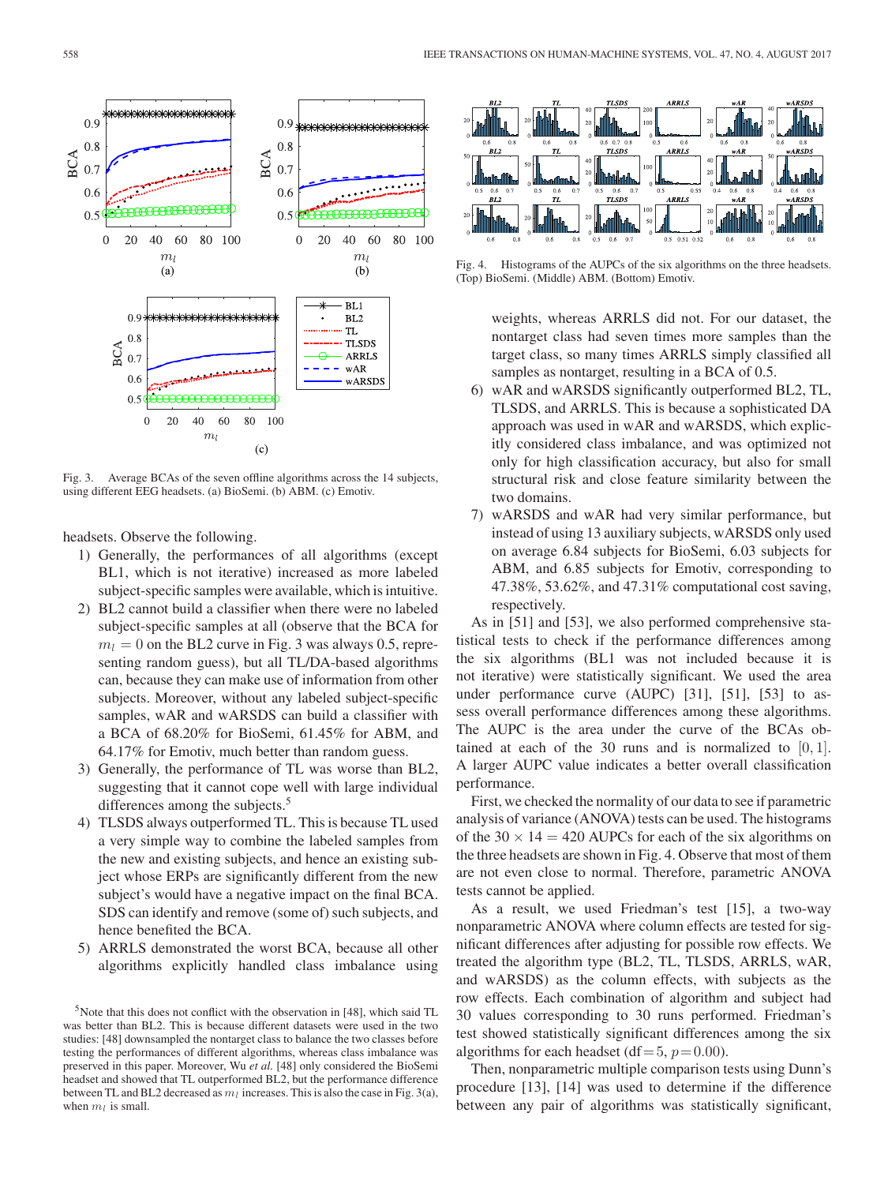Fig. 3. Average BCAs of the seven offline algorithms across the 14 subjects, using different EEG headsets. (a) BioSemi. (b) ABM. (c) Emotiv.

headsets. Observe the following.

1) Generally, the performances of all algorithms (except BL1, which is not iterative) increased as more labeled subject-specific samples were available, which is intuitive.
2) BL2 cannot build a classifier when there were no labeled subject-specific samples at all (observe that the BCA for $m_l = 0$ on the BL2 curve in Fig. 3 was always 0.5, representing random guess), but all TL/DA-based algorithms can, because they can make use of information from other subjects. Moreover, without any labeled subject-specific samples, wAR and wARSDS can build a classifier with a BCA of 68.20% for BioSemi, 61.45% for ABM, and 64.17% for Emotiv, much better than random guess.
3) Generally, the performance of TL was worse than BL2, suggesting that it cannot cope well with large individual differences among the subjects.[5]
4) TLSDS always outperformed TL. This is because TL used a very simple way to combine the labeled samples from the new and existing subjects, and hence an existing subject whose ERPs are significantly different from the new subject's would have a negative impact on the final BCA. SDS can identify and remove (some of) such subjects, and hence benefited the BCA.
5) ARRLS demonstrated the worst BCA, because all other algorithms explicitly handled class imbalance using weights, whereas ARRLS did not. For our dataset, the nontarget class had seven times more samples than the target class, so many times ARRLS simply classified all samples as nontarget, resulting in a BCA of 0.5.
6) wAR and wARSDS significantly outperformed BL2, TL, TLSDS, and ARRLS. This is because a sophisticated DA approach was used in wAR and wARSDS, which explicitly considered class imbalance, and was optimized not only for high classification accuracy, but also for small structural risk and close feature similarity between the two domains.
7) wARSDS and wAR had very similar performance, but instead of using 13 auxiliary subjects, wARSDS only used on average 6.84 subjects for BioSemi, 6.03 subjects for ABM, and 6.85 subjects for Emotiv, corresponding to 47.38%, 53.62%, and 47.31% computational cost saving, respectively.

[5]Note that this does not conflict with the observation in [48], which said TL was better than BL2. This is because different datasets were used in the two studies: [48] downsampled the nontarget class to balance the two classes before testing the performances of different algorithms, whereas class imbalance was preserved in this paper. Moreover, Wu *et al.* [48] only considered the BioSemi headset and showed that TL outperformed BL2, but the performance difference between TL and BL2 decreased as $m_l$ increases. This is also the case in Fig. 3(a), when $m_l$ is small.

Fig. 4. Histograms of the AUPCs of the six algorithms on the three headsets. (Top) BioSemi. (Middle) ABM. (Bottom) Emotiv.

As in [51] and [53], we also performed comprehensive statistical tests to check if the performance differences among the six algorithms (BL1 was not included because it is not iterative) were statistically significant. We used the area under performance curve (AUPC) [31], [51], [53] to assess overall performance differences among these algorithms. The AUPC is the area under the curve of the BCAs obtained at each of the 30 runs and is normalized to $[0, 1]$. A larger AUPC value indicates a better overall classification performance.

First, we checked the normality of our data to see if parametric analysis of variance (ANOVA) tests can be used. The histograms of the $30 \times 14 = 420$ AUPCs for each of the six algorithms on the three headsets are shown in Fig. 4. Observe that most of them are not even close to normal. Therefore, parametric ANOVA tests cannot be applied.

As a result, we used Friedman's test [15], a two-way nonparametric ANOVA where column effects are tested for significant differences after adjusting for possible row effects. We treated the algorithm type (BL2, TL, TLSDS, ARRLS, wAR, and wARSDS) as the column effects, with subjects as the row effects. Each combination of algorithm and subject had 30 values corresponding to 30 runs performed. Friedman's test showed statistically significant differences among the six algorithms for each headset (df$=5$, $p=0.00$).

Then, nonparametric multiple comparison tests using Dunn's procedure [13], [14] was used to determine if the difference between any pair of algorithms was statistically significant,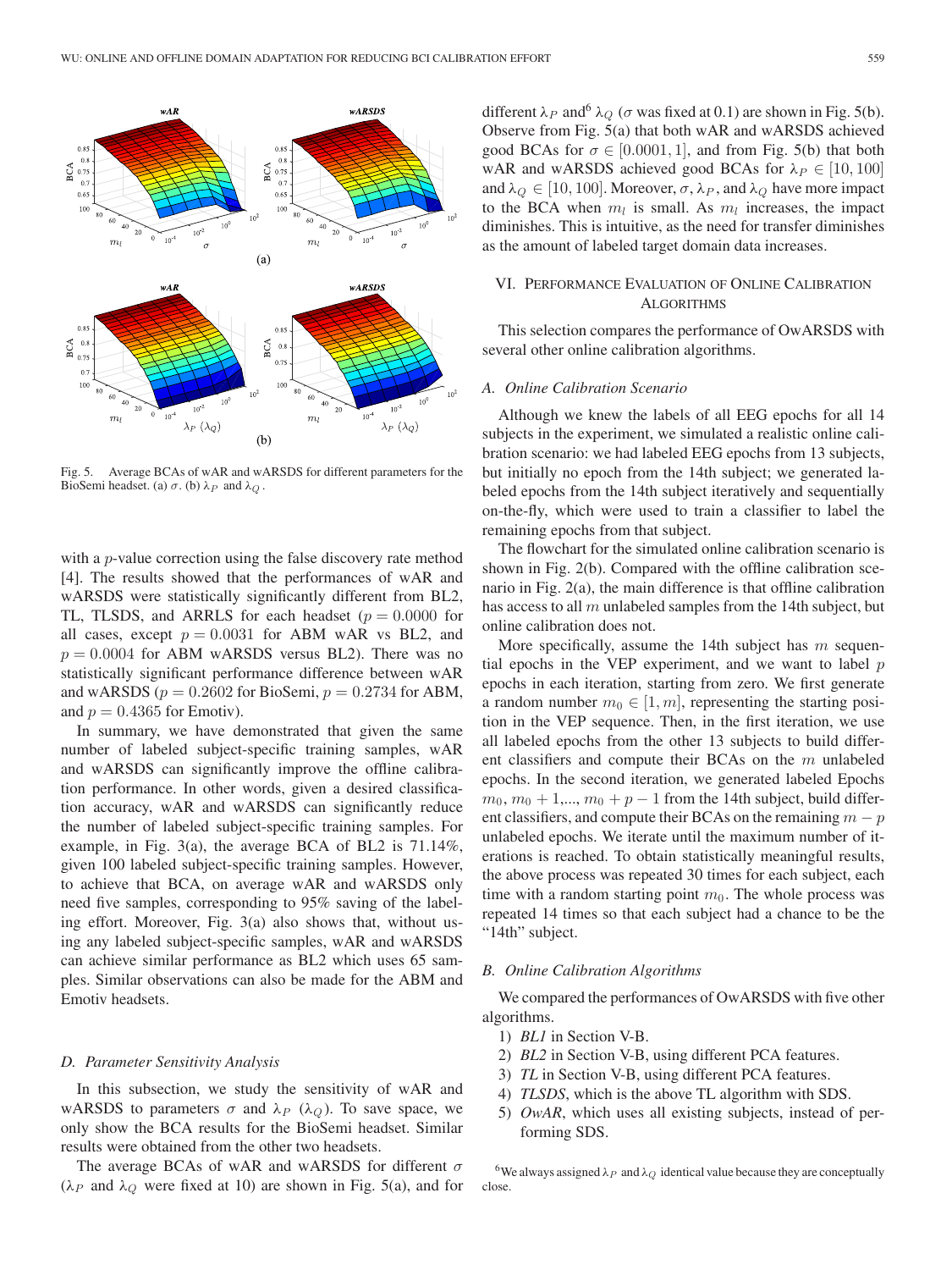Fig. 5. Average BCAs of wAR and wARSDS for different parameters for the BioSemi headset. (a) $\sigma$. (b) $\lambda_P$ and $\lambda_Q$.

with a $p$-value correction using the false discovery rate method [4]. The results showed that the performances of wAR and wARSDS were statistically significantly different from BL2, TL, TLSDS, and ARRLS for each headset ($p = 0.0000$ for all cases, except $p = 0.0031$ for ABM wAR vs BL2, and $p = 0.0004$ for ABM wARSDS versus BL2). There was no statistically significant performance difference between wAR and wARSDS ($p = 0.2602$ for BioSemi, $p = 0.2734$ for ABM, and $p = 0.4365$ for Emotiv).

In summary, we have demonstrated that given the same number of labeled subject-specific training samples, wAR and wARSDS can significantly improve the offline calibration performance. In other words, given a desired classification accuracy, wAR and wARSDS can significantly reduce the number of labeled subject-specific training samples. For example, in Fig. 3(a), the average BCA of BL2 is 71.14%, given 100 labeled subject-specific training samples. However, to achieve that BCA, on average wAR and wARSDS only need five samples, corresponding to 95% saving of the labeling effort. Moreover, Fig. 3(a) also shows that, without using any labeled subject-specific samples, wAR and wARSDS can achieve similar performance as BL2 which uses 65 samples. Similar observations can also be made for the ABM and Emotiv headsets.

### D. Parameter Sensitivity Analysis

In this subsection, we study the sensitivity of wAR and wARSDS to parameters $\sigma$ and $\lambda_P$ ($\lambda_Q$). To save space, we only show the BCA results for the BioSemi headset. Similar results were obtained from the other two headsets.

The average BCAs of wAR and wARSDS for different $\sigma$ ($\lambda_P$ and $\lambda_Q$ were fixed at 10) are shown in Fig. 5(a), and for different $\lambda_P$ and[6] $\lambda_Q$ ($\sigma$ was fixed at 0.1) are shown in Fig. 5(b). Observe from Fig. 5(a) that both wAR and wARSDS achieved good BCAs for $\sigma \in [0.0001, 1]$, and from Fig. 5(b) that both wAR and wARSDS achieved good BCAs for $\lambda_P \in [10, 100]$ and $\lambda_Q \in [10, 100]$. Moreover, $\sigma$, $\lambda_P$, and $\lambda_Q$ have more impact to the BCA when $m_l$ is small. As $m_l$ increases, the impact diminishes. This is intuitive, as the need for transfer diminishes as the amount of labeled target domain data increases.

## VI. Performance Evaluation of Online Calibration Algorithms

This selection compares the performance of OwARSDS with several other online calibration algorithms.

### A. Online Calibration Scenario

Although we knew the labels of all EEG epochs for all 14 subjects in the experiment, we simulated a realistic online calibration scenario: we had labeled EEG epochs from 13 subjects, but initially no epoch from the 14th subject; we generated labeled epochs from the 14th subject iteratively and sequentially on-the-fly, which were used to train a classifier to label the remaining epochs from that subject.

The flowchart for the simulated online calibration scenario is shown in Fig. 2(b). Compared with the offline calibration scenario in Fig. 2(a), the main difference is that offline calibration has access to all $m$ unlabeled samples from the 14th subject, but online calibration does not.

More specifically, assume the 14th subject has $m$ sequential epochs in the VEP experiment, and we want to label $p$ epochs in each iteration, starting from zero. We first generate a random number $m_0 \in [1, m]$, representing the starting position in the VEP sequence. Then, in the first iteration, we use all labeled epochs from the other 13 subjects to build different classifiers and compute their BCAs on the $m$ unlabeled epochs. In the second iteration, we generated labeled Epochs $m_0, m_0 + 1, \ldots, m_0 + p - 1$ from the 14th subject, build different classifiers, and compute their BCAs on the remaining $m - p$ unlabeled epochs. We iterate until the maximum number of iterations is reached. To obtain statistically meaningful results, the above process was repeated 30 times for each subject, each time with a random starting point $m_0$. The whole process was repeated 14 times so that each subject had a chance to be the "14th" subject.

### B. Online Calibration Algorithms

We compared the performances of OwARSDS with five other algorithms.

1) *BL1* in Section V-B.
2) *BL2* in Section V-B, using different PCA features.
3) *TL* in Section V-B, using different PCA features.
4) *TLSDS*, which is the above TL algorithm with SDS.
5) *OwAR*, which uses all existing subjects, instead of performing SDS.

[6] We always assigned $\lambda_P$ and $\lambda_Q$ identical value because they are conceptually close.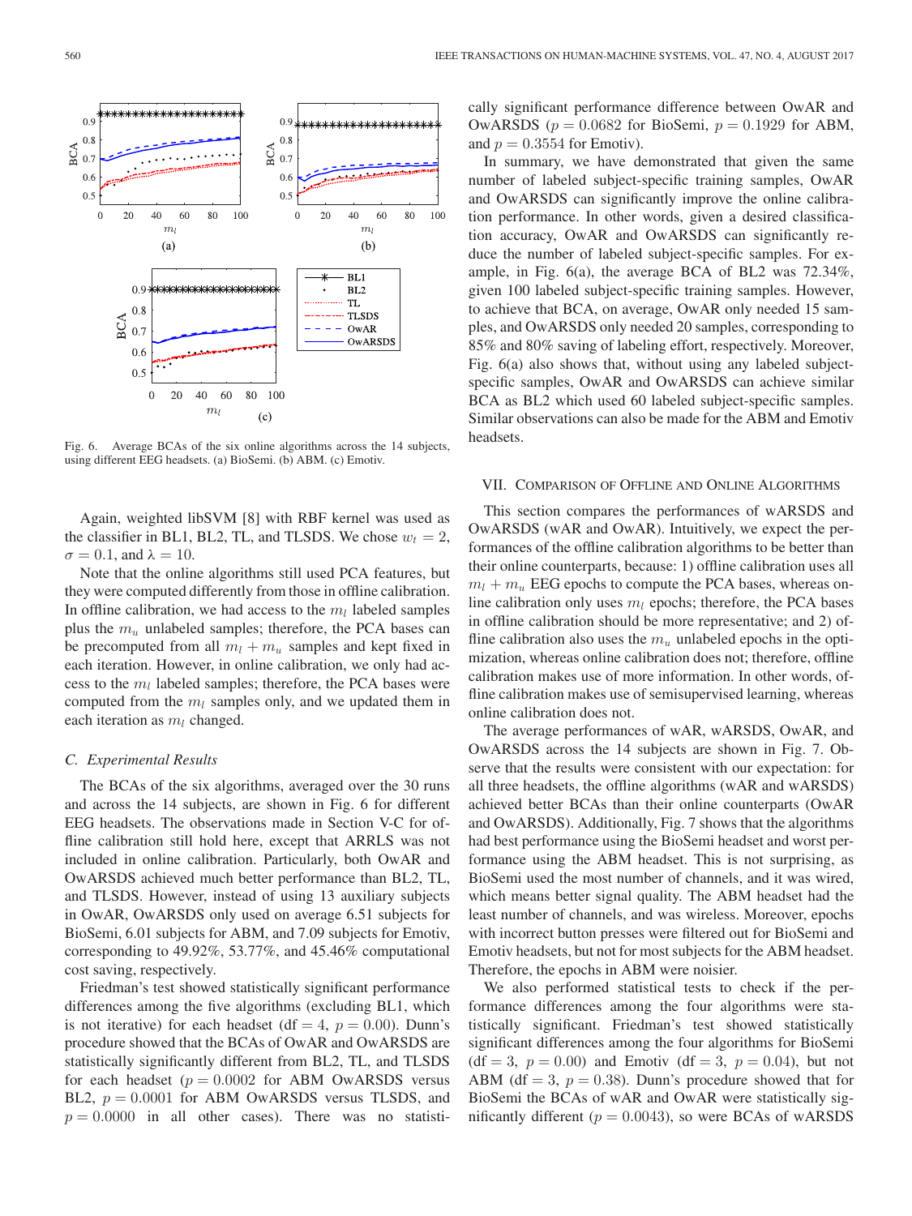Fig. 6. Average BCAs of the six online algorithms across the 14 subjects, using different EEG headsets. (a) BioSemi. (b) ABM. (c) Emotiv.

Again, weighted libSVM [8] with RBF kernel was used as the classifier in BL1, BL2, TL, and TLSDS. We chose $w_t = 2$, $\sigma = 0.1$, and $\lambda = 10$.

Note that the online algorithms still used PCA features, but they were computed differently from those in offline calibration. In offline calibration, we had access to the $m_l$ labeled samples plus the $m_u$ unlabeled samples; therefore, the PCA bases can be precomputed from all $m_l + m_u$ samples and kept fixed in each iteration. However, in online calibration, we only had access to the $m_l$ labeled samples; therefore, the PCA bases were computed from the $m_l$ samples only, and we updated them in each iteration as $m_l$ changed.

### C. Experimental Results

The BCAs of the six algorithms, averaged over the 30 runs and across the 14 subjects, are shown in Fig. 6 for different EEG headsets. The observations made in Section V-C for offline calibration still hold here, except that ARRLS was not included in online calibration. Particularly, both OwAR and OwARSDS achieved much better performance than BL2, TL, and TLSDS. However, instead of using 13 auxiliary subjects in OwAR, OwARSDS only used on average 6.51 subjects for BioSemi, 6.01 subjects for ABM, and 7.09 subjects for Emotiv, corresponding to 49.92%, 53.77%, and 45.46% computational cost saving, respectively.

Friedman's test showed statistically significant performance differences among the five algorithms (excluding BL1, which is not iterative) for each headset (df $= 4$, $p = 0.00$). Dunn's procedure showed that the BCAs of OwAR and OwARSDS are statistically significantly different from BL2, TL, and TLSDS for each headset ($p = 0.0002$ for ABM OwARSDS versus BL2, $p = 0.0001$ for ABM OwARSDS versus TLSDS, and $p = 0.0000$ in all other cases). There was no statistically significant performance difference between OwAR and OwARSDS ($p = 0.0682$ for BioSemi, $p = 0.1929$ for ABM, and $p = 0.3554$ for Emotiv).

In summary, we have demonstrated that given the same number of labeled subject-specific training samples, OwAR and OwARSDS can significantly improve the online calibration performance. In other words, given a desired classification accuracy, OwAR and OwARSDS can significantly reduce the number of labeled subject-specific samples. For example, in Fig. 6(a), the average BCA of BL2 was 72.34%, given 100 labeled subject-specific training samples. However, to achieve that BCA, on average, OwAR only needed 15 samples, and OwARSDS only needed 20 samples, corresponding to 85% and 80% saving of labeling effort, respectively. Moreover, Fig. 6(a) also shows that, without using any labeled subject-specific samples, OwAR and OwARSDS can achieve similar BCA as BL2 which used 60 labeled subject-specific samples. Similar observations can also be made for the ABM and Emotiv headsets.

## VII. Comparison of Offline and Online Algorithms

This section compares the performances of wARSDS and OwARSDS (wAR and OwAR). Intuitively, we expect the performances of the offline calibration algorithms to be better than their online counterparts, because: 1) offline calibration uses all $m_l + m_u$ EEG epochs to compute the PCA bases, whereas online calibration only uses $m_l$ epochs; therefore, the PCA bases in offline calibration should be more representative; and 2) offline calibration also uses the $m_u$ unlabeled epochs in the optimization, whereas online calibration does not; therefore, offline calibration makes use of more information. In other words, offline calibration makes use of semisupervised learning, whereas online calibration does not.

The average performances of wAR, wARSDS, OwAR, and OwARSDS across the 14 subjects are shown in Fig. 7. Observe that the results were consistent with our expectation: for all three headsets, the offline algorithms (wAR and wARSDS) achieved better BCAs than their online counterparts (OwAR and OwARSDS). Additionally, Fig. 7 shows that the algorithms had best performance using the BioSemi headset and worst performance using the ABM headset. This is not surprising, as BioSemi used the most number of channels, and it was wired, which means better signal quality. The ABM headset had the least number of channels, and was wireless. Moreover, epochs with incorrect button presses were filtered out for BioSemi and Emotiv headsets, but not for most subjects for the ABM headset. Therefore, the epochs in ABM were noisier.

We also performed statistical tests to check if the performance differences among the four algorithms were statistically significant. Friedman's test showed statistically significant differences among the four algorithms for BioSemi (df $= 3$, $p = 0.00$) and Emotiv (df $= 3$, $p = 0.04$), but not ABM (df $= 3$, $p = 0.38$). Dunn's procedure showed that for BioSemi the BCAs of wAR and OwAR were statistically significantly different ($p = 0.0043$), so were BCAs of wARSDS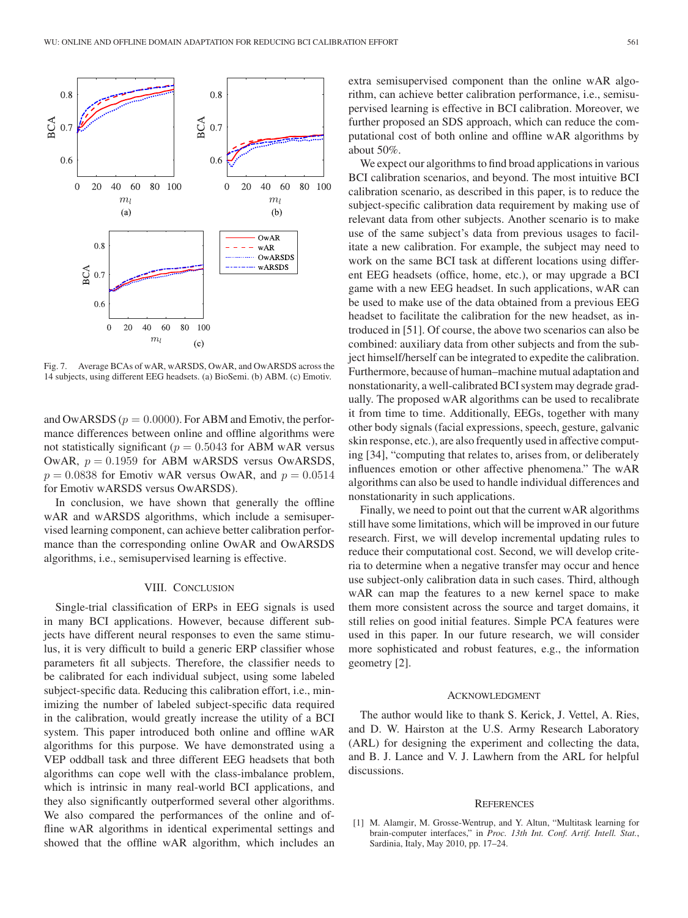0.8
0.7
0.6
BCA
0 20 40 60 80 100
$m_l$
(a)

0.8
0.7
0.6
BCA
0 20 40 60 80 100
$m_l$
(b)

0.8
0.7
0.6
BCA
0 20 40 60 80 100
$m_l$
(c)

OwAR
wAR
OwARSDS
wARSDS

Fig. 7. Average BCAs of wAR, wARSDS, OwAR, and OwARSDS across the 14 subjects, using different EEG headsets. (a) BioSemi. (b) ABM. (c) Emotiv.

and OwARSDS ($p = 0.0000$). For ABM and Emotiv, the performance differences between online and offline algorithms were not statistically significant ($p = 0.5043$ for ABM wAR versus OwAR, $p = 0.1959$ for ABM wARSDS versus OwARSDS, $p = 0.0838$ for Emotiv wAR versus OwAR, and $p = 0.0514$ for Emotiv wARSDS versus OwARSDS).

In conclusion, we have shown that generally the offline wAR and wARSDS algorithms, which include a semisupervised learning component, can achieve better calibration performance than the corresponding online OwAR and OwARSDS algorithms, i.e., semisupervised learning is effective.

## VIII. Conclusion

Single-trial classification of ERPs in EEG signals is used in many BCI applications. However, because different subjects have different neural responses to even the same stimulus, it is very difficult to build a generic ERP classifier whose parameters fit all subjects. Therefore, the classifier needs to be calibrated for each individual subject, using some labeled subject-specific data. Reducing this calibration effort, i.e., minimizing the number of labeled subject-specific data required in the calibration, would greatly increase the utility of a BCI system. This paper introduced both online and offline wAR algorithms for this purpose. We have demonstrated using a VEP oddball task and three different EEG headsets that both algorithms can cope well with the class-imbalance problem, which is intrinsic in many real-world BCI applications, and they also significantly outperformed several other algorithms. We also compared the performances of the online and offline wAR algorithms in identical experimental settings and showed that the offline wAR algorithm, which includes an extra semisupervised component than the online wAR algorithm, can achieve better calibration performance, i.e., semisupervised learning is effective in BCI calibration. Moreover, we further proposed an SDS approach, which can reduce the computational cost of both online and offline wAR algorithms by about 50%.

We expect our algorithms to find broad applications in various BCI calibration scenarios, and beyond. The most intuitive BCI calibration scenario, as described in this paper, is to reduce the subject-specific calibration data requirement by making use of relevant data from other subjects. Another scenario is to make use of the same subject's data from previous usages to facilitate a new calibration. For example, the subject may need to work on the same BCI task at different locations using different EEG headsets (office, home, etc.), or may upgrade a BCI game with a new EEG headset. In such applications, wAR can be used to make use of the data obtained from a previous EEG headset to facilitate the calibration for the new headset, as introduced in [51]. Of course, the above two scenarios can also be combined: auxiliary data from other subjects and from the subject himself/herself can be integrated to expedite the calibration. Furthermore, because of human–machine mutual adaptation and nonstationarity, a well-calibrated BCI system may degrade gradually. The proposed wAR algorithms can be used to recalibrate it from time to time. Additionally, EEGs, together with many other body signals (facial expressions, speech, gesture, galvanic skin response, etc.), are also frequently used in affective computing [34], "computing that relates to, arises from, or deliberately influences emotion or other affective phenomena." The wAR algorithms can also be used to handle individual differences and nonstationarity in such applications.

Finally, we need to point out that the current wAR algorithms still have some limitations, which will be improved in our future research. First, we will develop incremental updating rules to reduce their computational cost. Second, we will develop criteria to determine when a negative transfer may occur and hence use subject-only calibration data in such cases. Third, although wAR can map the features to a new kernel space to make them more consistent across the source and target domains, it still relies on good initial features. Simple PCA features were used in this paper. In our future research, we will consider more sophisticated and robust features, e.g., the information geometry [2].

## Acknowledgment

The author would like to thank S. Kerick, J. Vettel, A. Ries, and D. W. Hairston at the U.S. Army Research Laboratory (ARL) for designing the experiment and collecting the data, and B. J. Lance and V. J. Lawhern from the ARL for helpful discussions.

## References

[1] M. Alamgir, M. Grosse-Wentrup, and Y. Altun, "Multitask learning for brain-computer interfaces," in *Proc. 13th Int. Conf. Artif. Intell. Stat.*, Sardinia, Italy, May 2010, pp. 17–24.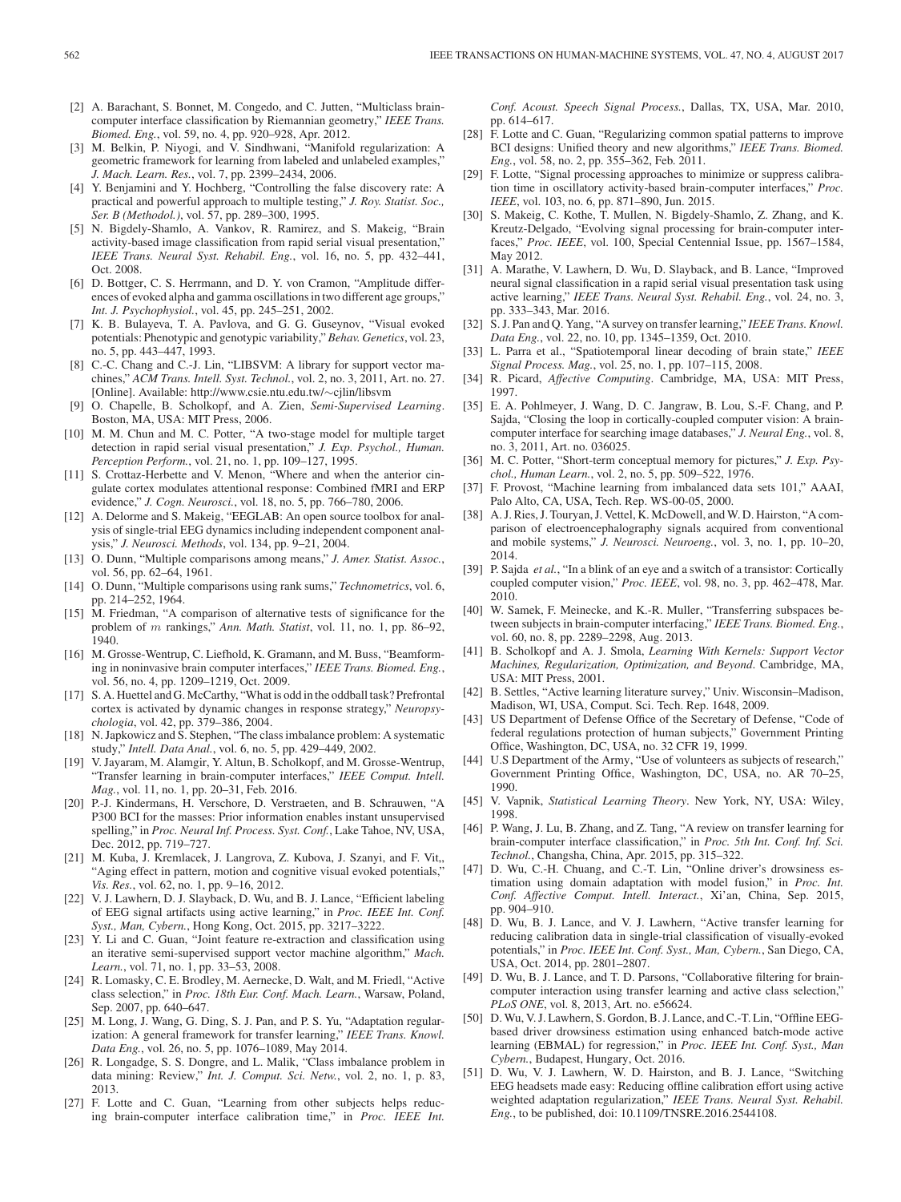[2] A. Barachant, S. Bonnet, M. Congedo, and C. Jutten, "Multiclass brain-computer interface classification by Riemannian geometry," *IEEE Trans. Biomed. Eng.*, vol. 59, no. 4, pp. 920–928, Apr. 2012.

[3] M. Belkin, P. Niyogi, and V. Sindhwani, "Manifold regularization: A geometric framework for learning from labeled and unlabeled examples," *J. Mach. Learn. Res.*, vol. 7, pp. 2399–2434, 2006.

[4] Y. Benjamini and Y. Hochberg, "Controlling the false discovery rate: A practical and powerful approach to multiple testing," *J. Roy. Statist. Soc., Ser. B (Methodol.)*, vol. 57, pp. 289–300, 1995.

[5] N. Bigdely-Shamlo, A. Vankov, R. Ramirez, and S. Makeig, "Brain activity-based image classification from rapid serial visual presentation," *IEEE Trans. Neural Syst. Rehabil. Eng.*, vol. 16, no. 5, pp. 432–441, Oct. 2008.

[6] D. Bottger, C. S. Herrmann, and D. Y. von Cramon, "Amplitude differences of evoked alpha and gamma oscillations in two different age groups," *Int. J. Psychophysiol.*, vol. 45, pp. 245–251, 2002.

[7] K. B. Bulayeva, T. A. Pavlova, and G. G. Guseynov, "Visual evoked potentials: Phenotypic and genotypic variability," *Behav. Genetics*, vol. 23, no. 5, pp. 443–447, 1993.

[8] C.-C. Chang and C.-J. Lin, "LIBSVM: A library for support vector machines," *ACM Trans. Intell. Syst. Technol.*, vol. 2, no. 3, 2011, Art. no. 27. [Online]. Available: http://www.csie.ntu.edu.tw/∼cjlin/libsvm

[9] O. Chapelle, B. Scholkopf, and A. Zien, *Semi-Supervised Learning*. Boston, MA, USA: MIT Press, 2006.

[10] M. M. Chun and M. C. Potter, "A two-stage model for multiple target detection in rapid serial visual presentation," *J. Exp. Psychol., Human. Perception Perform.*, vol. 21, no. 1, pp. 109–127, 1995.

[11] S. Crottaz-Herbette and V. Menon, "Where and when the anterior cingulate cortex modulates attentional response: Combined fMRI and ERP evidence," *J. Cogn. Neurosci.*, vol. 18, no. 5, pp. 766–780, 2006.

[12] A. Delorme and S. Makeig, "EEGLAB: An open source toolbox for analysis of single-trial EEG dynamics including independent component analysis," *J. Neurosci. Methods*, vol. 134, pp. 9–21, 2004.

[13] O. Dunn, "Multiple comparisons among means," *J. Amer. Statist. Assoc.*, vol. 56, pp. 62–64, 1961.

[14] O. Dunn, "Multiple comparisons using rank sums," *Technometrics*, vol. 6, pp. 214–252, 1964.

[15] M. Friedman, "A comparison of alternative tests of significance for the problem of $m$ rankings," *Ann. Math. Statist*, vol. 11, no. 1, pp. 86–92, 1940.

[16] M. Grosse-Wentrup, C. Liefhold, K. Gramann, and M. Buss, "Beamforming in noninvasive brain computer interfaces," *IEEE Trans. Biomed. Eng.*, vol. 56, no. 4, pp. 1209–1219, Oct. 2009.

[17] S. A. Huettel and G. McCarthy, "What is odd in the oddball task? Prefrontal cortex is activated by dynamic changes in response strategy," *Neuropsychologia*, vol. 42, pp. 379–386, 2004.

[18] N. Japkowicz and S. Stephen, "The class imbalance problem: A systematic study," *Intell. Data Anal.*, vol. 6, no. 5, pp. 429–449, 2002.

[19] V. Jayaram, M. Alamgir, Y. Altun, B. Scholkopf, and M. Grosse-Wentrup, "Transfer learning in brain-computer interfaces," *IEEE Comput. Intell. Mag.*, vol. 11, no. 1, pp. 20–31, Feb. 2016.

[20] P.-J. Kindermans, H. Verschore, D. Verstraeten, and B. Schrauwen, "A P300 BCI for the masses: Prior information enables instant unsupervised spelling," in *Proc. Neural Inf. Process. Syst. Conf.*, Lake Tahoe, NV, USA, Dec. 2012, pp. 719–727.

[21] M. Kuba, J. Kremlacek, J. Langrova, Z. Kubova, J. Szanyi, and F. Vit,, "Aging effect in pattern, motion and cognitive visual evoked potentials," *Vis. Res.*, vol. 62, no. 1, pp. 9–16, 2012.

[22] V. J. Lawhern, D. J. Slayback, D. Wu, and B. J. Lance, "Efficient labeling of EEG signal artifacts using active learning," in *Proc. IEEE Int. Conf. Syst., Man, Cybern.*, Hong Kong, Oct. 2015, pp. 3217–3222.

[23] Y. Li and C. Guan, "Joint feature re-extraction and classification using an iterative semi-supervised support vector machine algorithm," *Mach. Learn.*, vol. 71, no. 1, pp. 33–53, 2008.

[24] R. Lomasky, C. E. Brodley, M. Aernecke, D. Walt, and M. Friedl, "Active class selection," in *Proc. 18th Eur. Conf. Mach. Learn.*, Warsaw, Poland, Sep. 2007, pp. 640–647.

[25] M. Long, J. Wang, G. Ding, S. J. Pan, and P. S. Yu, "Adaptation regularization: A general framework for transfer learning," *IEEE Trans. Knowl. Data Eng.*, vol. 26, no. 5, pp. 1076–1089, May 2014.

[26] R. Longadge, S. S. Dongre, and L. Malik, "Class imbalance problem in data mining: Review," *Int. J. Comput. Sci. Netw.*, vol. 2, no. 1, p. 83, 2013.

[27] F. Lotte and C. Guan, "Learning from other subjects helps reducing brain-computer interface calibration time," in *Proc. IEEE Int. Conf. Acoust. Speech Signal Process.*, Dallas, TX, USA, Mar. 2010, pp. 614–617.

[28] F. Lotte and C. Guan, "Regularizing common spatial patterns to improve BCI designs: Unified theory and new algorithms," *IEEE Trans. Biomed. Eng.*, vol. 58, no. 2, pp. 355–362, Feb. 2011.

[29] F. Lotte, "Signal processing approaches to minimize or suppress calibration time in oscillatory activity-based brain-computer interfaces," *Proc. IEEE*, vol. 103, no. 6, pp. 871–890, Jun. 2015.

[30] S. Makeig, C. Kothe, T. Mullen, N. Bigdely-Shamlo, Z. Zhang, and K. Kreutz-Delgado, "Evolving signal processing for brain-computer interfaces," *Proc. IEEE*, vol. 100, Special Centennial Issue, pp. 1567–1584, May 2012.

[31] A. Marathe, V. Lawhern, D. Wu, D. Slayback, and B. Lance, "Improved neural signal classification in a rapid serial visual presentation task using active learning," *IEEE Trans. Neural Syst. Rehabil. Eng.*, vol. 24, no. 3, pp. 333–343, Mar. 2016.

[32] S. J. Pan and Q. Yang, "A survey on transfer learning," *IEEE Trans. Knowl. Data Eng.*, vol. 22, no. 10, pp. 1345–1359, Oct. 2010.

[33] L. Parra et al., "Spatiotemporal linear decoding of brain state," *IEEE Signal Process. Mag.*, vol. 25, no. 1, pp. 107–115, 2008.

[34] R. Picard, *Affective Computing*. Cambridge, MA, USA: MIT Press, 1997.

[35] E. A. Pohlmeyer, J. Wang, D. C. Jangraw, B. Lou, S.-F. Chang, and P. Sajda, "Closing the loop in cortically-coupled computer vision: A brain-computer interface for searching image databases," *J. Neural Eng.*, vol. 8, no. 3, 2011, Art. no. 036025.

[36] M. C. Potter, "Short-term conceptual memory for pictures," *J. Exp. Psychol., Human Learn.*, vol. 2, no. 5, pp. 509–522, 1976.

[37] F. Provost, "Machine learning from imbalanced data sets 101," AAAI, Palo Alto, CA, USA, Tech. Rep. WS-00-05, 2000.

[38] A. J. Ries, J. Touryan, J. Vettel, K. McDowell, and W. D. Hairston, "A comparison of electroencephalography signals acquired from conventional and mobile systems," *J. Neurosci. Neuroeng.*, vol. 3, no. 1, pp. 10–20, 2014.

[39] P. Sajda *et al.*, "In a blink of an eye and a switch of a transistor: Cortically coupled computer vision," *Proc. IEEE*, vol. 98, no. 3, pp. 462–478, Mar. 2010.

[40] W. Samek, F. Meinecke, and K.-R. Muller, "Transferring subspaces between subjects in brain-computer interfacing," *IEEE Trans. Biomed. Eng.*, vol. 60, no. 8, pp. 2289–2298, Aug. 2013.

[41] B. Scholkopf and A. J. Smola, *Learning With Kernels: Support Vector Machines, Regularization, Optimization, and Beyond*. Cambridge, MA, USA: MIT Press, 2001.

[42] B. Settles, "Active learning literature survey," Univ. Wisconsin–Madison, Madison, WI, USA, Comput. Sci. Tech. Rep. 1648, 2009.

[43] US Department of Defense Office of the Secretary of Defense, "Code of federal regulations protection of human subjects," Government Printing Office, Washington, DC, USA, no. 32 CFR 19, 1999.

[44] U.S Department of the Army, "Use of volunteers as subjects of research," Government Printing Office, Washington, DC, USA, no. AR 70–25, 1990.

[45] V. Vapnik, *Statistical Learning Theory*. New York, NY, USA: Wiley, 1998.

[46] P. Wang, J. Lu, B. Zhang, and Z. Tang, "A review on transfer learning for brain-computer interface classification," in *Proc. 5th Int. Conf. Inf. Sci. Technol.*, Changsha, China, Apr. 2015, pp. 315–322.

[47] D. Wu, C.-H. Chuang, and C.-T. Lin, "Online driver's drowsiness estimation using domain adaptation with model fusion," in *Proc. Int. Conf. Affective Comput. Intell. Interact.*, Xi'an, China, Sep. 2015, pp. 904–910.

[48] D. Wu, B. J. Lance, and V. J. Lawhern, "Active transfer learning for reducing calibration data in single-trial classification of visually-evoked potentials," in *Proc. IEEE Int. Conf. Syst., Man, Cybern.*, San Diego, CA, USA, Oct. 2014, pp. 2801–2807.

[49] D. Wu, B. J. Lance, and T. D. Parsons, "Collaborative filtering for brain-computer interaction using transfer learning and active class selection," *PLoS ONE*, vol. 8, 2013, Art. no. e56624.

[50] D. Wu, V. J. Lawhern, S. Gordon, B. J. Lance, and C.-T. Lin, "Offline EEG-based driver drowsiness estimation using enhanced batch-mode active learning (EBMAL) for regression," in *Proc. IEEE Int. Conf. Syst., Man Cybern.*, Budapest, Hungary, Oct. 2016.

[51] D. Wu, V. J. Lawhern, W. D. Hairston, and B. J. Lance, "Switching EEG headsets made easy: Reducing offline calibration effort using active weighted adaptation regularization," *IEEE Trans. Neural Syst. Rehabil. Eng.*, to be published, doi: 10.1109/TNSRE.2016.2544108.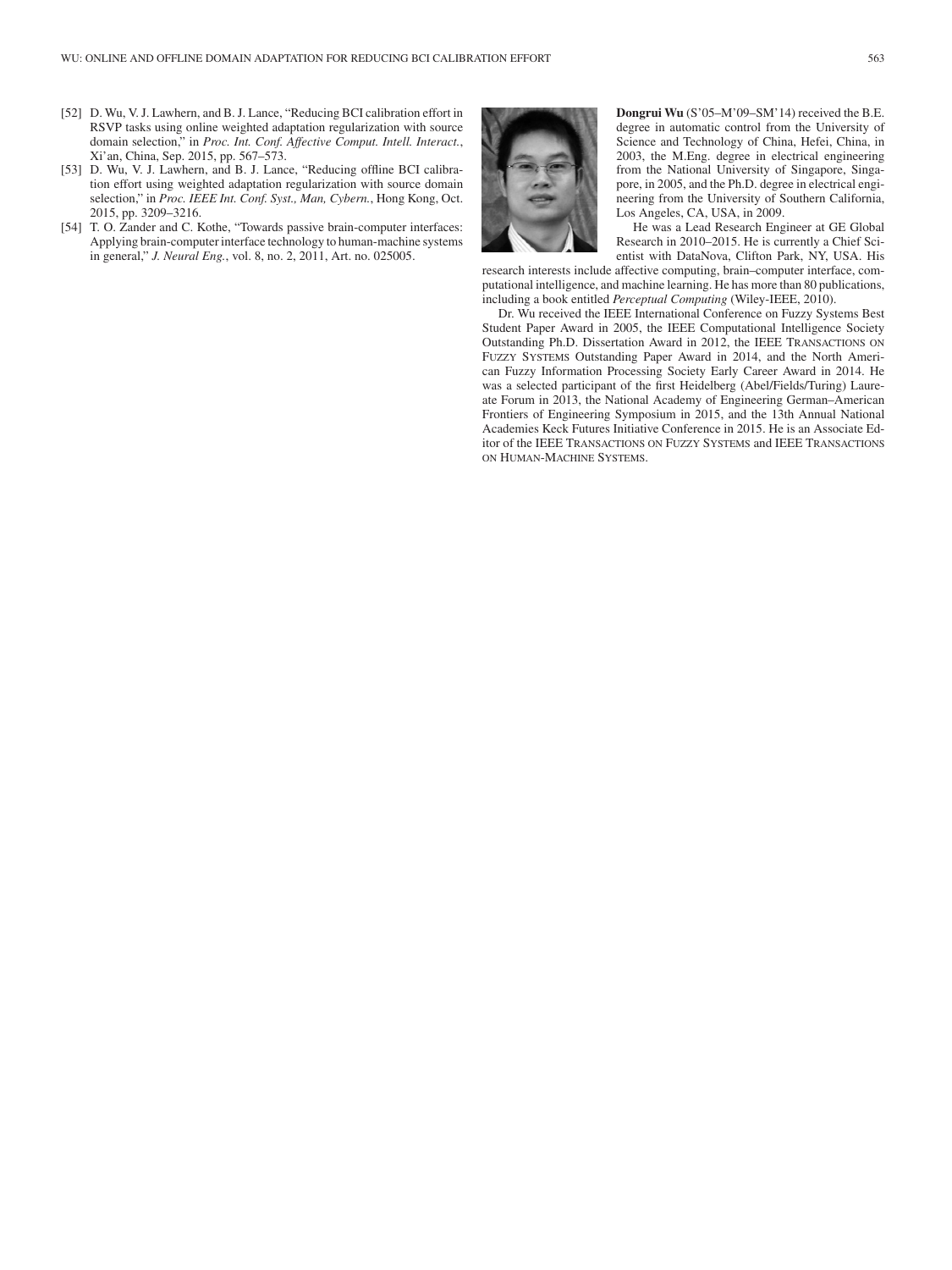[52] D. Wu, V. J. Lawhern, and B. J. Lance, "Reducing BCI calibration effort in RSVP tasks using online weighted adaptation regularization with source domain selection," in *Proc. Int. Conf. Affective Comput. Intell. Interact.*, Xi'an, China, Sep. 2015, pp. 567–573.

[53] D. Wu, V. J. Lawhern, and B. J. Lance, "Reducing offline BCI calibration effort using weighted adaptation regularization with source domain selection," in *Proc. IEEE Int. Conf. Syst., Man, Cybern.*, Hong Kong, Oct. 2015, pp. 3209–3216.

[54] T. O. Zander and C. Kothe, "Towards passive brain-computer interfaces: Applying brain-computer interface technology to human-machine systems in general," *J. Neural Eng.*, vol. 8, no. 2, 2011, Art. no. 025005.

**Dongrui Wu** (S'05–M'09–SM'14) received the B.E. degree in automatic control from the University of Science and Technology of China, Hefei, China, in 2003, the M.Eng. degree in electrical engineering from the National University of Singapore, Singapore, in 2005, and the Ph.D. degree in electrical engineering from the University of Southern California, Los Angeles, CA, USA, in 2009.

He was a Lead Research Engineer at GE Global Research in 2010–2015. He is currently a Chief Scientist with DataNova, Clifton Park, NY, USA. His research interests include affective computing, brain–computer interface, computational intelligence, and machine learning. He has more than 80 publications, including a book entitled *Perceptual Computing* (Wiley-IEEE, 2010).

Dr. Wu received the IEEE International Conference on Fuzzy Systems Best Student Paper Award in 2005, the IEEE Computational Intelligence Society Outstanding Ph.D. Dissertation Award in 2012, the IEEE TRANSACTIONS ON FUZZY SYSTEMS Outstanding Paper Award in 2014, and the North American Fuzzy Information Processing Society Early Career Award in 2014. He was a selected participant of the first Heidelberg (Abel/Fields/Turing) Laureate Forum in 2013, the National Academy of Engineering German–American Frontiers of Engineering Symposium in 2015, and the 13th Annual National Academies Keck Futures Initiative Conference in 2015. He is an Associate Editor of the IEEE TRANSACTIONS ON FUZZY SYSTEMS and IEEE TRANSACTIONS ON HUMAN-MACHINE SYSTEMS.